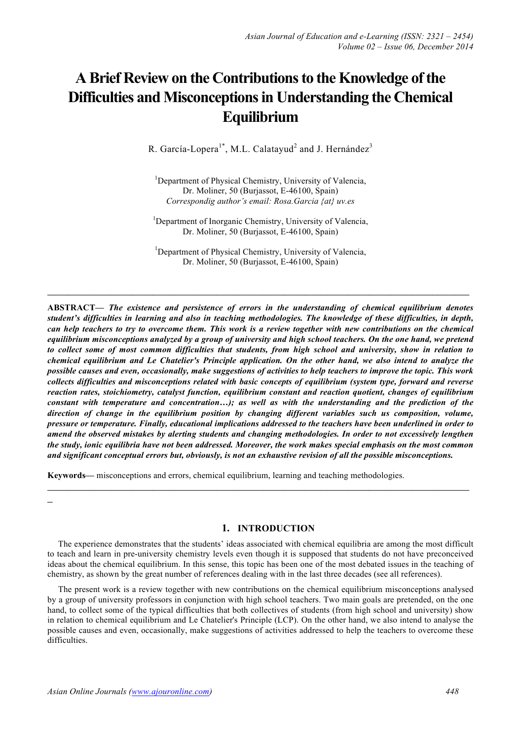# A Brief Review on the Contributions to the Knowledge of the Difficulties and Misconceptions in Understanding the Chemical Equilibrium

R. García-Lopera[1*], M.L. Calatayud[2] and J. Hernández[3]

[1]Department of Physical Chemistry, University of Valencia,
Dr. Moliner, 50 (Burjassot, E-46100, Spain)
*Correspondig author's email: Rosa.Garcia {at} uv.es*

[1]Department of Inorganic Chemistry, University of Valencia,
Dr. Moliner, 50 (Burjassot, E-46100, Spain)

[1]Department of Physical Chemistry, University of Valencia,
Dr. Moliner, 50 (Burjassot, E-46100, Spain)

---

**ABSTRACT—** ***The existence and persistence of errors in the understanding of chemical equilibrium denotes student's difficulties in learning and also in teaching methodologies. The knowledge of these difficulties, in depth, can help teachers to try to overcome them. This work is a review together with new contributions on the chemical equilibrium misconceptions analyzed by a group of university and high school teachers. On the one hand, we pretend to collect some of most common difficulties that students, from high school and university, show in relation to chemical equilibrium and Le Chatelier's Principle application. On the other hand, we also intend to analyze the possible causes and even, occasionally, make suggestions of activities to help teachers to improve the topic. This work collects difficulties and misconceptions related with basic concepts of equilibrium (system type, forward and reverse reaction rates, stoichiometry, catalyst function, equilibrium constant and reaction quotient, changes of equilibrium constant with temperature and concentration…); as well as with the understanding and the prediction of the direction of change in the equilibrium position by changing different variables such us composition, volume, pressure or temperature. Finally, educational implications addressed to the teachers have been underlined in order to amend the observed mistakes by alerting students and changing methodologies. In order to not excessively lengthen the study, ionic equilibria have not been addressed. Moreover, the work makes special emphasis on the most common and significant conceptual errors but, obviously, is not an exhaustive revision of all the possible misconceptions.***

**Keywords—** misconceptions and errors, chemical equilibrium, learning and teaching methodologies.

---

## 1. INTRODUCTION

The experience demonstrates that the students' ideas associated with chemical equilibria are among the most difficult to teach and learn in pre-university chemistry levels even though it is supposed that students do not have preconceived ideas about the chemical equilibrium. In this sense, this topic has been one of the most debated issues in the teaching of chemistry, as shown by the great number of references dealing with in the last three decades (see all references).

The present work is a review together with new contributions on the chemical equilibrium misconceptions analysed by a group of university professors in conjunction with high school teachers. Two main goals are pretended, on the one hand, to collect some of the typical difficulties that both collectives of students (from high school and university) show in relation to chemical equilibrium and Le Chatelier's Principle (LCP). On the other hand, we also intend to analyse the possible causes and even, occasionally, make suggestions of activities addressed to help the teachers to overcome these difficulties.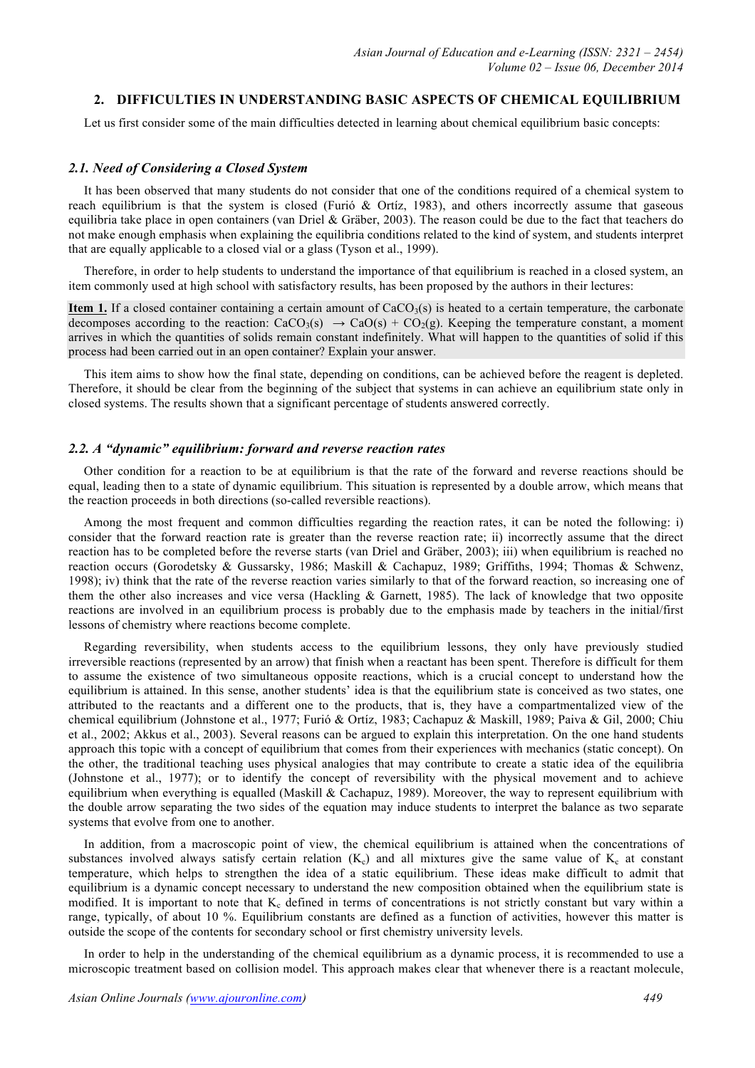## 2. DIFFICULTIES IN UNDERSTANDING BASIC ASPECTS OF CHEMICAL EQUILIBRIUM

Let us first consider some of the main difficulties detected in learning about chemical equilibrium basic concepts:

### *2.1. Need of Considering a Closed System*

It has been observed that many students do not consider that one of the conditions required of a chemical system to reach equilibrium is that the system is closed (Furió & Ortíz, 1983), and others incorrectly assume that gaseous equilibria take place in open containers (van Driel & Gräber, 2003). The reason could be due to the fact that teachers do not make enough emphasis when explaining the equilibria conditions related to the kind of system, and students interpret that are equally applicable to a closed vial or a glass (Tyson et al., 1999).

Therefore, in order to help students to understand the importance of that equilibrium is reached in a closed system, an item commonly used at high school with satisfactory results, has been proposed by the authors in their lectures:

**Item 1.** If a closed container containing a certain amount of $CaCO_3(s)$ is heated to a certain temperature, the carbonate decomposes according to the reaction: $CaCO_3(s) \rightarrow CaO(s) + CO_2(g)$. Keeping the temperature constant, a moment arrives in which the quantities of solids remain constant indefinitely. What will happen to the quantities of solid if this process had been carried out in an open container? Explain your answer.

This item aims to show how the final state, depending on conditions, can be achieved before the reagent is depleted. Therefore, it should be clear from the beginning of the subject that systems in can achieve an equilibrium state only in closed systems. The results shown that a significant percentage of students answered correctly.

### *2.2. A "dynamic" equilibrium: forward and reverse reaction rates*

Other condition for a reaction to be at equilibrium is that the rate of the forward and reverse reactions should be equal, leading then to a state of dynamic equilibrium. This situation is represented by a double arrow, which means that the reaction proceeds in both directions (so-called reversible reactions).

Among the most frequent and common difficulties regarding the reaction rates, it can be noted the following: i) consider that the forward reaction rate is greater than the reverse reaction rate; ii) incorrectly assume that the direct reaction has to be completed before the reverse starts (van Driel and Gräber, 2003); iii) when equilibrium is reached no reaction occurs (Gorodetsky & Gussarsky, 1986; Maskill & Cachapuz, 1989; Griffiths, 1994; Thomas & Schwenz, 1998); iv) think that the rate of the reverse reaction varies similarly to that of the forward reaction, so increasing one of them the other also increases and vice versa (Hackling & Garnett, 1985). The lack of knowledge that two opposite reactions are involved in an equilibrium process is probably due to the emphasis made by teachers in the initial/first lessons of chemistry where reactions become complete.

Regarding reversibility, when students access to the equilibrium lessons, they only have previously studied irreversible reactions (represented by an arrow) that finish when a reactant has been spent. Therefore is difficult for them to assume the existence of two simultaneous opposite reactions, which is a crucial concept to understand how the equilibrium is attained. In this sense, another students' idea is that the equilibrium state is conceived as two states, one attributed to the reactants and a different one to the products, that is, they have a compartmentalized view of the chemical equilibrium (Johnstone et al., 1977; Furió & Ortíz, 1983; Cachapuz & Maskill, 1989; Paiva & Gil, 2000; Chiu et al., 2002; Akkus et al., 2003). Several reasons can be argued to explain this interpretation. On the one hand students approach this topic with a concept of equilibrium that comes from their experiences with mechanics (static concept). On the other, the traditional teaching uses physical analogies that may contribute to create a static idea of the equilibria (Johnstone et al., 1977); or to identify the concept of reversibility with the physical movement and to achieve equilibrium when everything is equalled (Maskill & Cachapuz, 1989). Moreover, the way to represent equilibrium with the double arrow separating the two sides of the equation may induce students to interpret the balance as two separate systems that evolve from one to another.

In addition, from a macroscopic point of view, the chemical equilibrium is attained when the concentrations of substances involved always satisfy certain relation ($K_c$) and all mixtures give the same value of $K_c$ at constant temperature, which helps to strengthen the idea of a static equilibrium. These ideas make difficult to admit that equilibrium is a dynamic concept necessary to understand the new composition obtained when the equilibrium state is modified. It is important to note that $K_c$ defined in terms of concentrations is not strictly constant but vary within a range, typically, of about 10 %. Equilibrium constants are defined as a function of activities, however this matter is outside the scope of the contents for secondary school or first chemistry university levels.

In order to help in the understanding of the chemical equilibrium as a dynamic process, it is recommended to use a microscopic treatment based on collision model. This approach makes clear that whenever there is a reactant molecule,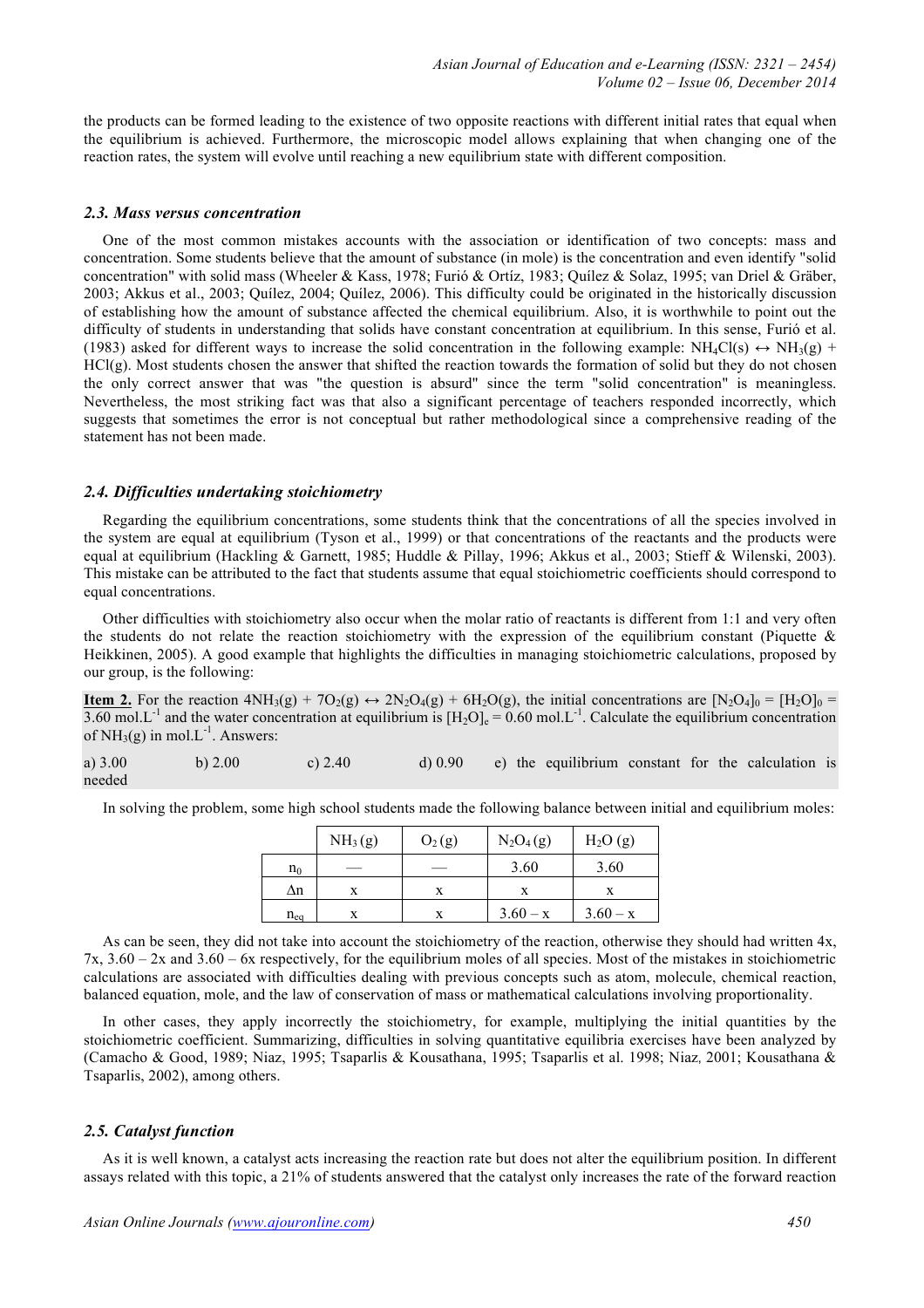the products can be formed leading to the existence of two opposite reactions with different initial rates that equal when the equilibrium is achieved. Furthermore, the microscopic model allows explaining that when changing one of the reaction rates, the system will evolve until reaching a new equilibrium state with different composition.

### *2.3. Mass versus concentration*

One of the most common mistakes accounts with the association or identification of two concepts: mass and concentration. Some students believe that the amount of substance (in mole) is the concentration and even identify "solid concentration" with solid mass (Wheeler & Kass, 1978; Furió & Ortíz, 1983; Quílez & Solaz, 1995; van Driel & Gräber, 2003; Akkus et al., 2003; Quílez, 2004; Quílez, 2006). This difficulty could be originated in the historically discussion of establishing how the amount of substance affected the chemical equilibrium. Also, it is worthwhile to point out the difficulty of students in understanding that solids have constant concentration at equilibrium. In this sense, Furió et al. (1983) asked for different ways to increase the solid concentration in the following example: $NH_4Cl(s) \leftrightarrow NH_3(g) + HCl(g)$. Most students chosen the answer that shifted the reaction towards the formation of solid but they do not chosen the only correct answer that was "the question is absurd" since the term "solid concentration" is meaningless. Nevertheless, the most striking fact was that also a significant percentage of teachers responded incorrectly, which suggests that sometimes the error is not conceptual but rather methodological since a comprehensive reading of the statement has not been made.

### *2.4. Difficulties undertaking stoichiometry*

Regarding the equilibrium concentrations, some students think that the concentrations of all the species involved in the system are equal at equilibrium (Tyson et al., 1999) or that concentrations of the reactants and the products were equal at equilibrium (Hackling & Garnett, 1985; Huddle & Pillay, 1996; Akkus et al., 2003; Stieff & Wilenski, 2003). This mistake can be attributed to the fact that students assume that equal stoichiometric coefficients should correspond to equal concentrations.

Other difficulties with stoichiometry also occur when the molar ratio of reactants is different from 1:1 and very often the students do not relate the reaction stoichiometry with the expression of the equilibrium constant (Piquette & Heikkinen, 2005). A good example that highlights the difficulties in managing stoichiometric calculations, proposed by our group, is the following:

**Item 2.** For the reaction $4NH_3(g) + 7O_2(g) \leftrightarrow 2N_2O_4(g) + 6H_2O(g)$, the initial concentrations are $[N_2O_4]_0 = [H_2O]_0 = 3.60$ mol.L$^{-1}$ and the water concentration at equilibrium is $[H_2O]_e = 0.60$ mol.L$^{-1}$. Calculate the equilibrium concentration of $NH_3(g)$ in mol.L$^{-1}$. Answers:

a) 3.00 b) 2.00 c) 2.40 d) 0.90 e) the equilibrium constant for the calculation is needed

In solving the problem, some high school students made the following balance between initial and equilibrium moles:

| | $NH_3$ (g) | $O_2$ (g) | $N_2O_4$ (g) | $H_2O$ (g) |
|---|---|---|---|---|
| $n_0$ | — | — | 3.60 | 3.60 |
| $\Delta n$ | x | x | x | x |
| $n_{eq}$ | x | x | 3.60 – x | 3.60 – x |

As can be seen, they did not take into account the stoichiometry of the reaction, otherwise they should had written 4x, 7x, 3.60 – 2x and 3.60 – 6x respectively, for the equilibrium moles of all species. Most of the mistakes in stoichiometric calculations are associated with difficulties dealing with previous concepts such as atom, molecule, chemical reaction, balanced equation, mole, and the law of conservation of mass or mathematical calculations involving proportionality.

In other cases, they apply incorrectly the stoichiometry, for example, multiplying the initial quantities by the stoichiometric coefficient. Summarizing, difficulties in solving quantitative equilibria exercises have been analyzed by (Camacho & Good, 1989; Niaz, 1995; Tsaparlis & Kousathana, 1995; Tsaparlis et al. 1998; Niaz, 2001; Kousathana & Tsaparlis, 2002), among others.

### *2.5. Catalyst function*

As it is well known, a catalyst acts increasing the reaction rate but does not alter the equilibrium position. In different assays related with this topic, a 21% of students answered that the catalyst only increases the rate of the forward reaction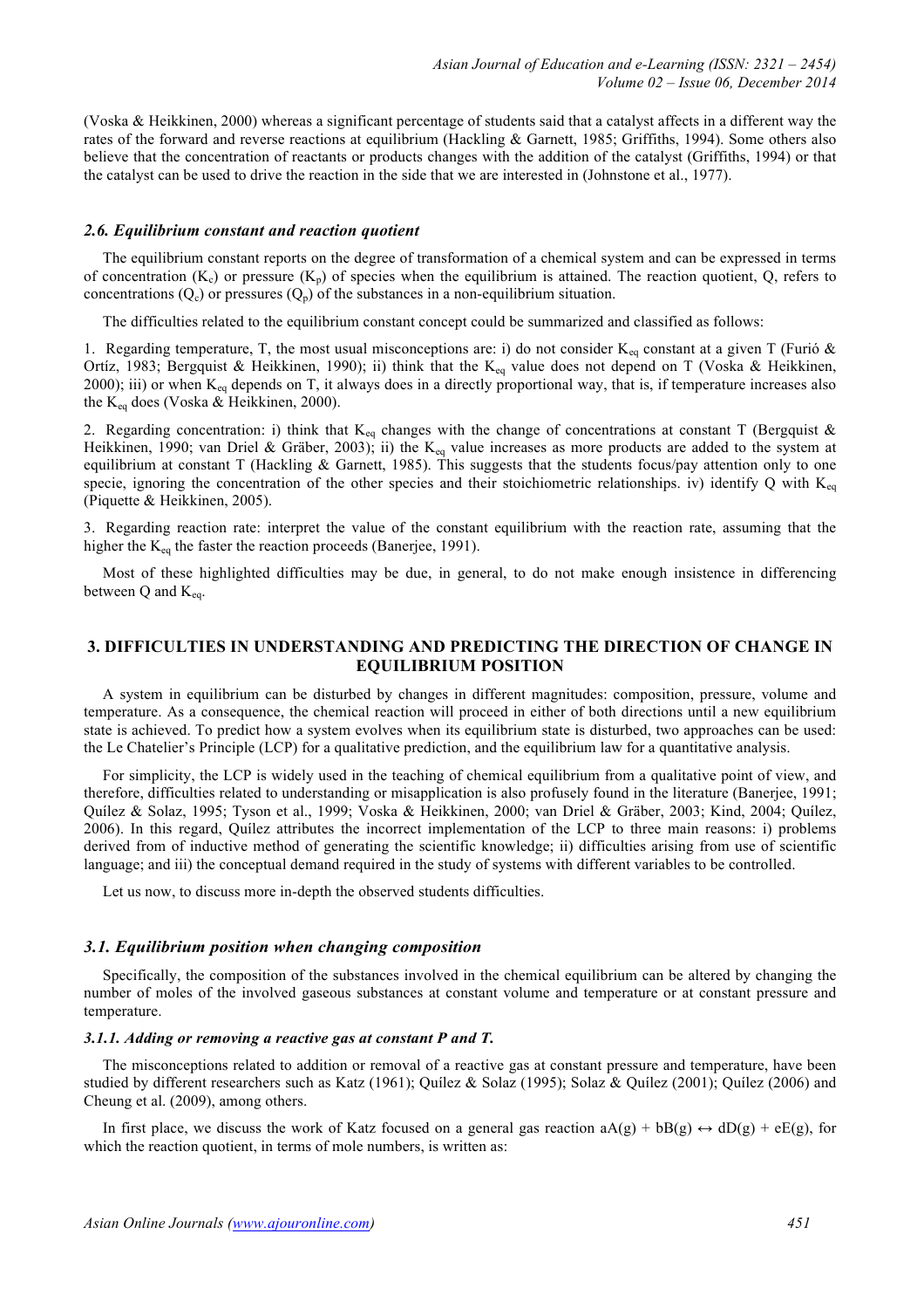(Voska & Heikkinen, 2000) whereas a significant percentage of students said that a catalyst affects in a different way the rates of the forward and reverse reactions at equilibrium (Hackling & Garnett, 1985; Griffiths, 1994). Some others also believe that the concentration of reactants or products changes with the addition of the catalyst (Griffiths, 1994) or that the catalyst can be used to drive the reaction in the side that we are interested in (Johnstone et al., 1977).

### *2.6. Equilibrium constant and reaction quotient*

The equilibrium constant reports on the degree of transformation of a chemical system and can be expressed in terms of concentration ($K_c$) or pressure ($K_p$) of species when the equilibrium is attained. The reaction quotient, Q, refers to concentrations ($Q_c$) or pressures ($Q_p$) of the substances in a non-equilibrium situation.

The difficulties related to the equilibrium constant concept could be summarized and classified as follows:

1. Regarding temperature, T, the most usual misconceptions are: i) do not consider $K_{eq}$ constant at a given T (Furió & Ortíz, 1983; Bergquist & Heikkinen, 1990); ii) think that the $K_{eq}$ value does not depend on T (Voska & Heikkinen, 2000); iii) or when $K_{eq}$ depends on T, it always does in a directly proportional way, that is, if temperature increases also the $K_{eq}$ does (Voska & Heikkinen, 2000).

2. Regarding concentration: i) think that $K_{eq}$ changes with the change of concentrations at constant T (Bergquist & Heikkinen, 1990; van Driel & Gräber, 2003); ii) the $K_{eq}$ value increases as more products are added to the system at equilibrium at constant T (Hackling & Garnett, 1985). This suggests that the students focus/pay attention only to one specie, ignoring the concentration of the other species and their stoichiometric relationships. iv) identify Q with $K_{eq}$ (Piquette & Heikkinen, 2005).

3. Regarding reaction rate: interpret the value of the constant equilibrium with the reaction rate, assuming that the higher the $K_{eq}$ the faster the reaction proceeds (Banerjee, 1991).

Most of these highlighted difficulties may be due, in general, to do not make enough insistence in differencing between Q and $K_{eq}$.

## 3. DIFFICULTIES IN UNDERSTANDING AND PREDICTING THE DIRECTION OF CHANGE IN EQUILIBRIUM POSITION

A system in equilibrium can be disturbed by changes in different magnitudes: composition, pressure, volume and temperature. As a consequence, the chemical reaction will proceed in either of both directions until a new equilibrium state is achieved. To predict how a system evolves when its equilibrium state is disturbed, two approaches can be used: the Le Chatelier's Principle (LCP) for a qualitative prediction, and the equilibrium law for a quantitative analysis.

For simplicity, the LCP is widely used in the teaching of chemical equilibrium from a qualitative point of view, and therefore, difficulties related to understanding or misapplication is also profusely found in the literature (Banerjee, 1991; Quílez & Solaz, 1995; Tyson et al., 1999; Voska & Heikkinen, 2000; van Driel & Gräber, 2003; Kind, 2004; Quílez, 2006). In this regard, Quílez attributes the incorrect implementation of the LCP to three main reasons: i) problems derived from of inductive method of generating the scientific knowledge; ii) difficulties arising from use of scientific language; and iii) the conceptual demand required in the study of systems with different variables to be controlled.

Let us now, to discuss more in-depth the observed students difficulties.

### *3.1. Equilibrium position when changing composition*

Specifically, the composition of the substances involved in the chemical equilibrium can be altered by changing the number of moles of the involved gaseous substances at constant volume and temperature or at constant pressure and temperature.

#### *3.1.1. Adding or removing a reactive gas at constant P and T.*

The misconceptions related to addition or removal of a reactive gas at constant pressure and temperature, have been studied by different researchers such as Katz (1961); Quílez & Solaz (1995); Solaz & Quílez (2001); Quílez (2006) and Cheung et al. (2009), among others.

In first place, we discuss the work of Katz focused on a general gas reaction $aA(g) + bB(g) \leftrightarrow dD(g) + eE(g)$, for which the reaction quotient, in terms of mole numbers, is written as: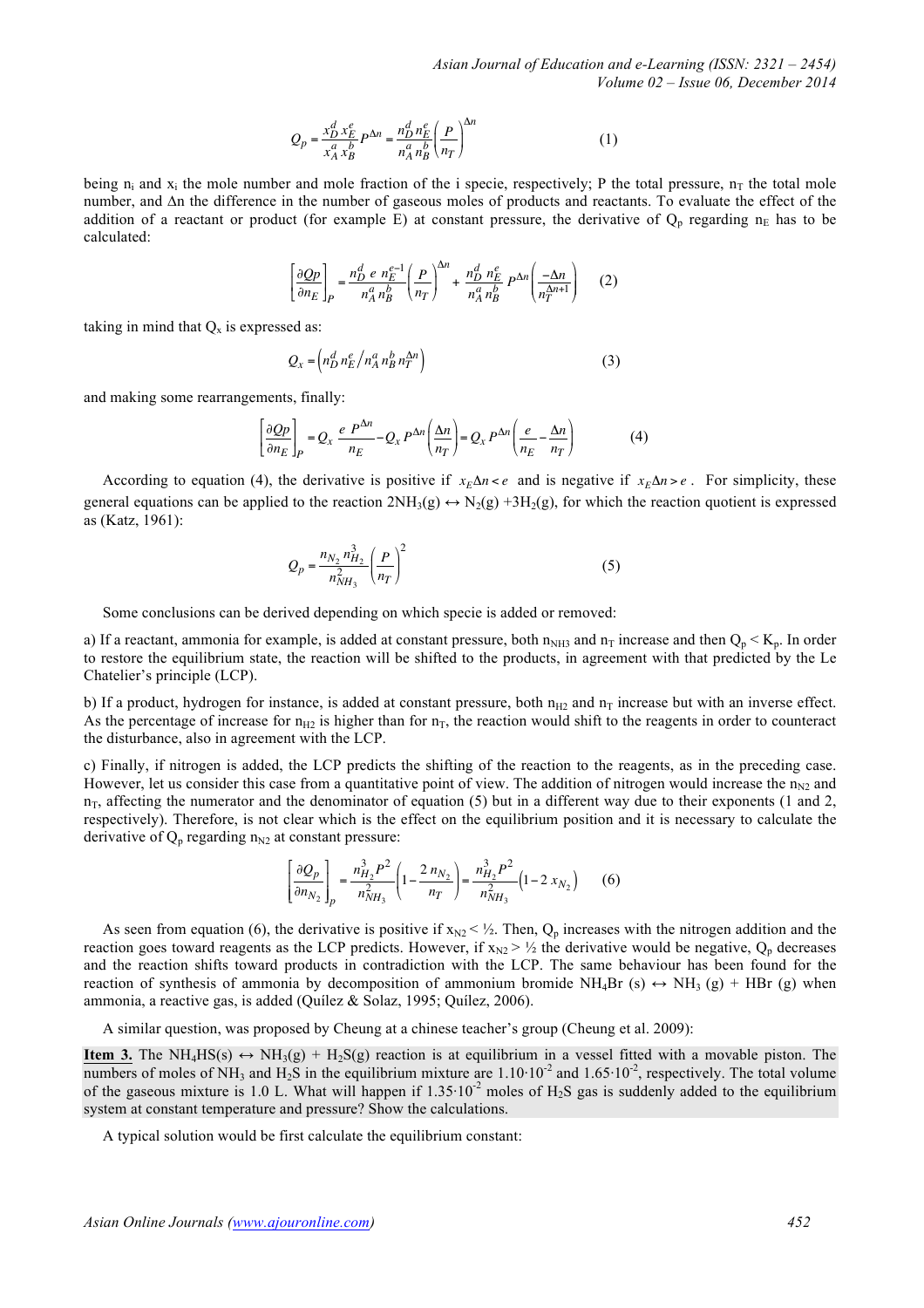$$Q_p = \frac{x_D^d \, x_E^e}{x_A^a \, x_B^b} P^{\Delta n} = \frac{n_D^d \, n_E^e}{n_A^a \, n_B^b} \left( \frac{P}{n_T} \right)^{\Delta n} \qquad (1)$$

being $n_i$ and $x_i$ the mole number and mole fraction of the i specie, respectively; P the total pressure, $n_T$ the total mole number, and $\Delta n$ the difference in the number of gaseous moles of products and reactants. To evaluate the effect of the addition of a reactant or product (for example E) at constant pressure, the derivative of $Q_p$ regarding $n_E$ has to be calculated:

$$\left[ \frac{\partial Qp}{\partial n_E} \right]_P = \frac{n_D^d \; e \; n_E^{e-1}}{n_A^a \, n_B^b} \left( \frac{P}{n_T} \right)^{\Delta n} + \frac{n_D^d \, n_E^e}{n_A^a \, n_B^b} P^{\Delta n} \left( \frac{-\Delta n}{n_T^{\Delta n+1}} \right) \qquad (2)$$

taking in mind that $Q_x$ is expressed as:

$$Q_x = \left( n_D^d \, n_E^e / n_A^a \, n_B^b \, n_T^{\Delta n} \right) \qquad (3)$$

and making some rearrangements, finally:

$$\left[ \frac{\partial Qp}{\partial n_E} \right]_P = Q_x \; \frac{e \; P^{\Delta n}}{n_E} - Q_x \, P^{\Delta n} \left( \frac{\Delta n}{n_T} \right) = Q_x \, P^{\Delta n} \left( \frac{e}{n_E} - \frac{\Delta n}{n_T} \right) \qquad (4)$$

According to equation (4), the derivative is positive if $x_E \Delta n < e$ and is negative if $x_E \Delta n > e$. For simplicity, these general equations can be applied to the reaction $2NH_3(g) \leftrightarrow N_2(g) + 3H_2(g)$, for which the reaction quotient is expressed as (Katz, 1961):

$$Q_p = \frac{n_{N_2} \, n_{H_2}^3}{n_{NH_3}^2} \left( \frac{P}{n_T} \right)^2 \qquad (5)$$

Some conclusions can be derived depending on which specie is added or removed:

a) If a reactant, ammonia for example, is added at constant pressure, both $n_{NH3}$ and $n_T$ increase and then $Q_p < K_p$. In order to restore the equilibrium state, the reaction will be shifted to the products, in agreement with that predicted by the Le Chatelier's principle (LCP).

b) If a product, hydrogen for instance, is added at constant pressure, both $n_{H2}$ and $n_T$ increase but with an inverse effect. As the percentage of increase for $n_{H2}$ is higher than for $n_T$, the reaction would shift to the reagents in order to counteract the disturbance, also in agreement with the LCP.

c) Finally, if nitrogen is added, the LCP predicts the shifting of the reaction to the reagents, as in the preceding case. However, let us consider this case from a quantitative point of view. The addition of nitrogen would increase the $n_{N2}$ and $n_T$, affecting the numerator and the denominator of equation (5) but in a different way due to their exponents (1 and 2, respectively). Therefore, is not clear which is the effect on the equilibrium position and it is necessary to calculate the derivative of $Q_p$ regarding $n_{N2}$ at constant pressure:

$$\left[ \frac{\partial Q_p}{\partial n_{N_2}} \right]_p = \frac{n_{H_2}^3 P^2}{n_{NH_3}^2} \left( 1 - \frac{2 \, n_{N_2}}{n_T} \right) = \frac{n_{H_2}^3 P^2}{n_{NH_3}^2} \left( 1 - 2 \, x_{N_2} \right) \qquad (6)$$

As seen from equation (6), the derivative is positive if $x_{N2} < ½$. Then, $Q_p$ increases with the nitrogen addition and the reaction goes toward reagents as the LCP predicts. However, if $x_{N2} > ½$ the derivative would be negative, $Q_p$ decreases and the reaction shifts toward products in contradiction with the LCP. The same behaviour has been found for the reaction of synthesis of ammonia by decomposition of ammonium bromide $NH_4Br\ (s) \leftrightarrow NH_3\ (g) + HBr\ (g)$ when ammonia, a reactive gas, is added (Quílez & Solaz, 1995; Quílez, 2006).

A similar question, was proposed by Cheung at a chinese teacher's group (Cheung et al. 2009):

**Item 3.** The $NH_4HS(s) \leftrightarrow NH_3(g) + H_2S(g)$ reaction is at equilibrium in a vessel fitted with a movable piston. The numbers of moles of $NH_3$ and $H_2S$ in the equilibrium mixture are $1.10 \cdot 10^{-2}$ and $1.65 \cdot 10^{-2}$, respectively. The total volume of the gaseous mixture is 1.0 L. What will happen if $1.35 \cdot 10^{-2}$ moles of $H_2S$ gas is suddenly added to the equilibrium system at constant temperature and pressure? Show the calculations.

A typical solution would be first calculate the equilibrium constant: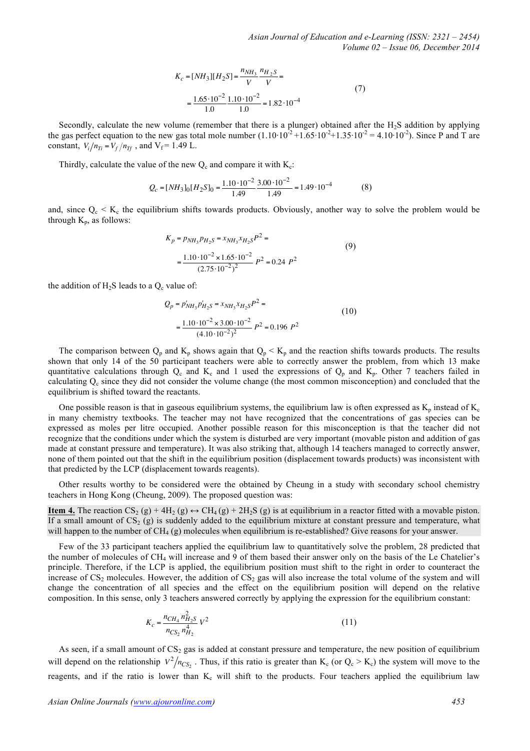$$K_c = [NH_3][H_2S] = \frac{n_{NH_3}}{V}\frac{n_{H_2S}}{V} = \\ = \frac{1.65 \cdot 10^{-2}}{1.0}\frac{1.10 \cdot 10^{-2}}{1.0} = 1.82 \cdot 10^{-4} \qquad (7)$$

Secondly, calculate the new volume (remember that there is a plunger) obtained after the $H_2S$ addition by applying the gas perfect equation to the new gas total mole number ($1.10 \cdot 10^{-2} + 1.65 \cdot 10^{-2} + 1.35 \cdot 10^{-2} = 4.10 \cdot 10^{-2}$). Since P and T are constant, $V_i/n_{Ti} = V_f/n_{Tf}$ , and $V_f = 1.49$ L.

Thirdly, calculate the value of the new $Q_c$ and compare it with $K_c$:

$$Q_c = [NH_3]_0[H_2S]_0 = \frac{1.10 \cdot 10^{-2}}{1.49}\frac{3.00 \cdot 10^{-2}}{1.49} = 1.49 \cdot 10^{-4} \qquad (8)$$

and, since $Q_c < K_c$ the equilibrium shifts towards products. Obviously, another way to solve the problem would be through $K_p$, as follows:

$$K_p = p_{NH_3}p_{H_2S} = x_{NH_3}x_{H_2S}P^2 = \\ = \frac{1.10 \cdot 10^{-2} \times 1.65 \cdot 10^{-2}}{(2.75 \cdot 10^{-2})^2}P^2 = 0.24\ P^2 \qquad (9)$$

the addition of $H_2S$ leads to a $Q_c$ value of:

$$Q_p = p'_{NH_3}p'_{H_2S} = x_{NH_3}x_{H_2S}P^2 = \\ = \frac{1.10 \cdot 10^{-2} \times 3.00 \cdot 10^{-2}}{(4.10 \cdot 10^{-2})^2}P^2 = 0.196\ P^2 \qquad (10)$$

The comparison between $Q_p$ and $K_p$ shows again that $Q_p < K_p$ and the reaction shifts towards products. The results shown that only 14 of the 50 participant teachers were able to correctly answer the problem, from which 13 make quantitative calculations through $Q_c$ and $K_c$ and 1 used the expressions of $Q_p$ and $K_p$. Other 7 teachers failed in calculating $Q_c$ since they did not consider the volume change (the most common misconception) and concluded that the equilibrium is shifted toward the reactants.

One possible reason is that in gaseous equilibrium systems, the equilibrium law is often expressed as $K_p$ instead of $K_c$ in many chemistry textbooks. The teacher may not have recognized that the concentrations of gas species can be expressed as moles per litre occupied. Another possible reason for this misconception is that the teacher did not recognize that the conditions under which the system is disturbed are very important (movable piston and addition of gas made at constant pressure and temperature). It was also striking that, although 14 teachers managed to correctly answer, none of them pointed out that the shift in the equilibrium position (displacement towards products) was inconsistent with that predicted by the LCP (displacement towards reagents).

Other results worthy to be considered were the obtained by Cheung in a study with secondary school chemistry teachers in Hong Kong (Cheung, 2009). The proposed question was:

**Item 4.** The reaction $CS_2$ (g) + $4H_2$ (g) ↔ $CH_4$ (g) + $2H_2S$ (g) is at equilibrium in a reactor fitted with a movable piston. If a small amount of $CS_2$ (g) is suddenly added to the equilibrium mixture at constant pressure and temperature, what will happen to the number of $CH_4$ (g) molecules when equilibrium is re-established? Give reasons for your answer.

Few of the 33 participant teachers applied the equilibrium law to quantitatively solve the problem, 28 predicted that the number of molecules of $CH_4$ will increase and 9 of them based their answer only on the basis of the Le Chatelier's principle. Therefore, if the LCP is applied, the equilibrium position must shift to the right in order to counteract the increase of $CS_2$ molecules. However, the addition of $CS_2$ gas will also increase the total volume of the system and will change the concentration of all species and the effect on the equilibrium position will depend on the relative composition. In this sense, only 3 teachers answered correctly by applying the expression for the equilibrium constant:

$$K_c = \frac{n_{CH_4}n_{H_2S}^2}{n_{CS_2}n_{H_2}^4}V^2 \qquad (11)$$

As seen, if a small amount of $CS_2$ gas is added at constant pressure and temperature, the new position of equilibrium will depend on the relationship $V^2/n_{CS_2}$ . Thus, if this ratio is greater than $K_c$ (or $Q_c > K_c$) the system will move to the reagents, and if the ratio is lower than $K_c$ will shift to the products. Four teachers applied the equilibrium law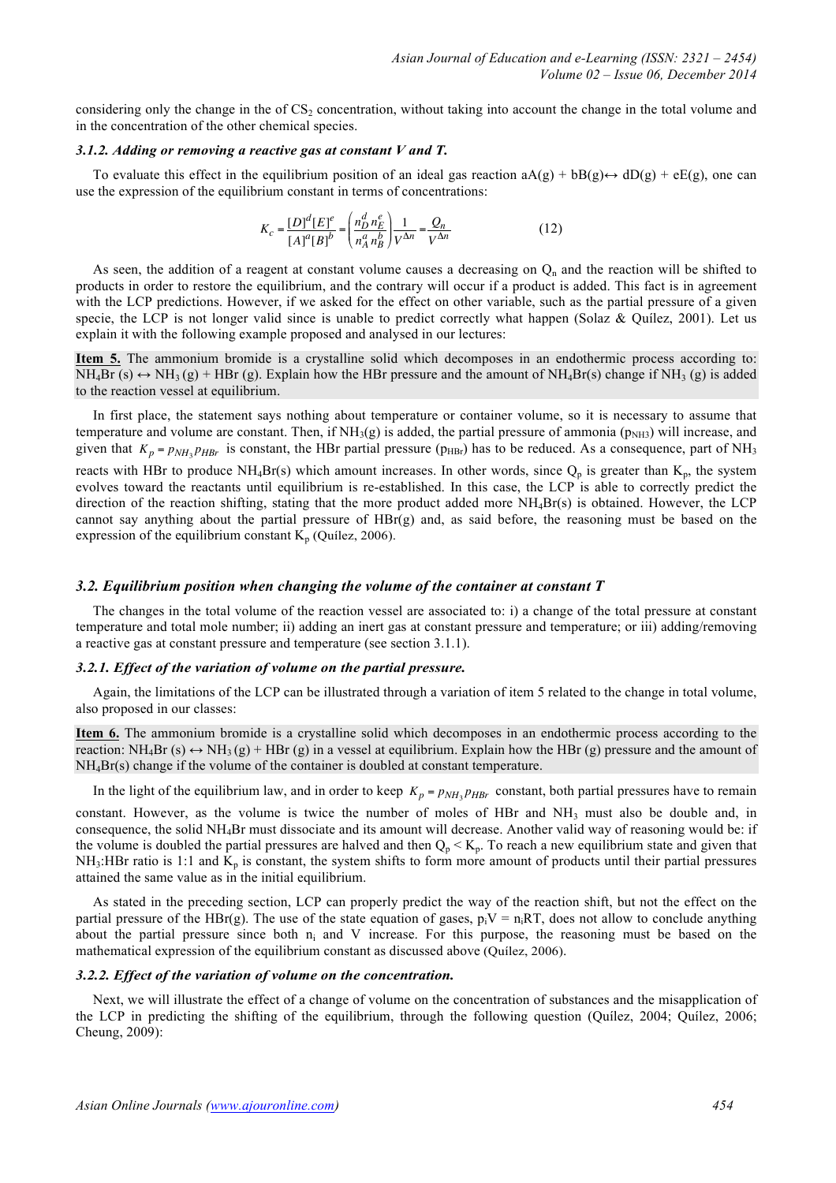considering only the change in the of $CS_2$ concentration, without taking into account the change in the total volume and in the concentration of the other chemical species.

### *3.1.2. Adding or removing a reactive gas at constant V and T.*

To evaluate this effect in the equilibrium position of an ideal gas reaction aA(g) + bB(g)↔ dD(g) + eE(g), one can use the expression of the equilibrium constant in terms of concentrations:

$$K_c = \frac{[D]^d[E]^e}{[A]^a[B]^b} = \left(\frac{n_D^d n_E^e}{n_A^a n_B^b}\right)\frac{1}{V^{\Delta n}} = \frac{Q_n}{V^{\Delta n}} \qquad (12)$$

As seen, the addition of a reagent at constant volume causes a decreasing on $Q_n$ and the reaction will be shifted to products in order to restore the equilibrium, and the contrary will occur if a product is added. This fact is in agreement with the LCP predictions. However, if we asked for the effect on other variable, such as the partial pressure of a given specie, the LCP is not longer valid since is unable to predict correctly what happen (Solaz & Quílez, 2001). Let us explain it with the following example proposed and analysed in our lectures:

**Item 5.** The ammonium bromide is a crystalline solid which decomposes in an endothermic process according to: $NH_4Br$ (s) ↔ $NH_3$ (g) + HBr (g). Explain how the HBr pressure and the amount of $NH_4Br$(s) change if $NH_3$ (g) is added to the reaction vessel at equilibrium.

In first place, the statement says nothing about temperature or container volume, so it is necessary to assume that temperature and volume are constant. Then, if $NH_3$(g) is added, the partial pressure of ammonia ($p_{NH3}$) will increase, and given that $K_p = p_{NH_3} p_{HBr}$ is constant, the HBr partial pressure ($p_{HBr}$) has to be reduced. As a consequence, part of $NH_3$ reacts with HBr to produce $NH_4Br$(s) which amount increases. In other words, since $Q_p$ is greater than $K_p$, the system evolves toward the reactants until equilibrium is re-established. In this case, the LCP is able to correctly predict the direction of the reaction shifting, stating that the more product added more $NH_4Br$(s) is obtained. However, the LCP cannot say anything about the partial pressure of HBr(g) and, as said before, the reasoning must be based on the expression of the equilibrium constant $K_p$ (Quílez, 2006).

## *3.2. Equilibrium position when changing the volume of the container at constant T*

The changes in the total volume of the reaction vessel are associated to: i) a change of the total pressure at constant temperature and total mole number; ii) adding an inert gas at constant pressure and temperature; or iii) adding/removing a reactive gas at constant pressure and temperature (see section 3.1.1).

### *3.2.1. Effect of the variation of volume on the partial pressure.*

Again, the limitations of the LCP can be illustrated through a variation of item 5 related to the change in total volume, also proposed in our classes:

**Item 6.** The ammonium bromide is a crystalline solid which decomposes in an endothermic process according to the reaction: $NH_4Br$ (s) ↔ $NH_3$ (g) + HBr (g) in a vessel at equilibrium. Explain how the HBr (g) pressure and the amount of $NH_4Br$(s) change if the volume of the container is doubled at constant temperature.

In the light of the equilibrium law, and in order to keep $K_p = p_{NH_3} p_{HBr}$ constant, both partial pressures have to remain constant. However, as the volume is twice the number of moles of HBr and $NH_3$ must also be double and, in consequence, the solid $NH_4Br$ must dissociate and its amount will decrease. Another valid way of reasoning would be: if the volume is doubled the partial pressures are halved and then $Q_p < K_p$. To reach a new equilibrium state and given that $NH_3$:HBr ratio is 1:1 and $K_p$ is constant, the system shifts to form more amount of products until their partial pressures attained the same value as in the initial equilibrium.

As stated in the preceding section, LCP can properly predict the way of the reaction shift, but not the effect on the partial pressure of the HBr(g). The use of the state equation of gases, $p_iV = n_iRT$, does not allow to conclude anything about the partial pressure since both $n_i$ and V increase. For this purpose, the reasoning must be based on the mathematical expression of the equilibrium constant as discussed above (Quílez, 2006).

### *3.2.2. Effect of the variation of volume on the concentration.*

Next, we will illustrate the effect of a change of volume on the concentration of substances and the misapplication of the LCP in predicting the shifting of the equilibrium, through the following question (Quílez, 2004; Quílez, 2006; Cheung, 2009):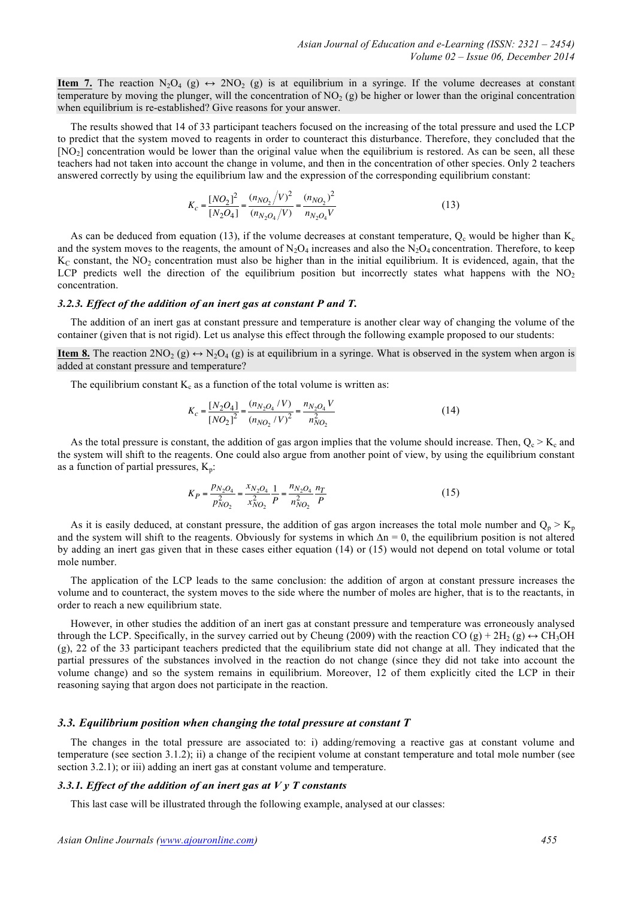**Item 7.** The reaction $N_2O_4$ (g) ↔ $2NO_2$ (g) is at equilibrium in a syringe. If the volume decreases at constant temperature by moving the plunger, will the concentration of $NO_2$ (g) be higher or lower than the original concentration when equilibrium is re-established? Give reasons for your answer.

The results showed that 14 of 33 participant teachers focused on the increasing of the total pressure and used the LCP to predict that the system moved to reagents in order to counteract this disturbance. Therefore, they concluded that the $[NO_2]$ concentration would be lower than the original value when the equilibrium is restored. As can be seen, all these teachers had not taken into account the change in volume, and then in the concentration of other species. Only 2 teachers answered correctly by using the equilibrium law and the expression of the corresponding equilibrium constant:

$$K_c = \frac{[NO_2]^2}{[N_2O_4]} = \frac{(n_{NO_2}/V)^2}{(n_{N_2O_4}/V)} = \frac{(n_{NO_2})^2}{n_{N_2O_4}V} \tag{13}$$

As can be deduced from equation (13), if the volume decreases at constant temperature, $Q_c$ would be higher than $K_c$ and the system moves to the reagents, the amount of $N_2O_4$ increases and also the $N_2O_4$ concentration. Therefore, to keep $K_C$ constant, the $NO_2$ concentration must also be higher than in the initial equilibrium. It is evidenced, again, that the LCP predicts well the direction of the equilibrium position but incorrectly states what happens with the $NO_2$ concentration.

#### *3.2.3. Effect of the addition of an inert gas at constant P and T.*

The addition of an inert gas at constant pressure and temperature is another clear way of changing the volume of the container (given that is not rigid). Let us analyse this effect through the following example proposed to our students:

**Item 8.** The reaction $2NO_2$ (g) ↔ $N_2O_4$ (g) is at equilibrium in a syringe. What is observed in the system when argon is added at constant pressure and temperature?

The equilibrium constant $K_c$ as a function of the total volume is written as:

$$K_c = \frac{[N_2O_4]}{[NO_2]^2} = \frac{(n_{N_2O_4}/V)}{(n_{NO_2}/V)^2} = \frac{n_{N_2O_4}V}{n_{NO_2}^2} \tag{14}$$

As the total pressure is constant, the addition of gas argon implies that the volume should increase. Then, $Q_c > K_c$ and the system will shift to the reagents. One could also argue from another point of view, by using the equilibrium constant as a function of partial pressures, $K_p$:

$$K_P = \frac{p_{N_2O_4}}{p_{NO_2}^2} = \frac{x_{N_2O_4}}{x_{NO_2}^2}\frac{1}{P} = \frac{n_{N_2O_4}}{n_{NO_2}^2}\frac{n_T}{P} \tag{15}$$

As it is easily deduced, at constant pressure, the addition of gas argon increases the total mole number and $Q_p > K_p$ and the system will shift to the reagents. Obviously for systems in which $\Delta n = 0$, the equilibrium position is not altered by adding an inert gas given that in these cases either equation (14) or (15) would not depend on total volume or total mole number.

The application of the LCP leads to the same conclusion: the addition of argon at constant pressure increases the volume and to counteract, the system moves to the side where the number of moles are higher, that is to the reactants, in order to reach a new equilibrium state.

However, in other studies the addition of an inert gas at constant pressure and temperature was erroneously analysed through the LCP. Specifically, in the survey carried out by Cheung (2009) with the reaction CO (g) + $2H_2$ (g) ↔ $CH_3OH$ (g), 22 of the 33 participant teachers predicted that the equilibrium state did not change at all. They indicated that the partial pressures of the substances involved in the reaction do not change (since they did not take into account the volume change) and so the system remains in equilibrium. Moreover, 12 of them explicitly cited the LCP in their reasoning saying that argon does not participate in the reaction.

### *3.3. Equilibrium position when changing the total pressure at constant T*

The changes in the total pressure are associated to: i) adding/removing a reactive gas at constant volume and temperature (see section 3.1.2); ii) a change of the recipient volume at constant temperature and total mole number (see section 3.2.1); or iii) adding an inert gas at constant volume and temperature.

#### *3.3.1. Effect of the addition of an inert gas at V y T constants*

This last case will be illustrated through the following example, analysed at our classes: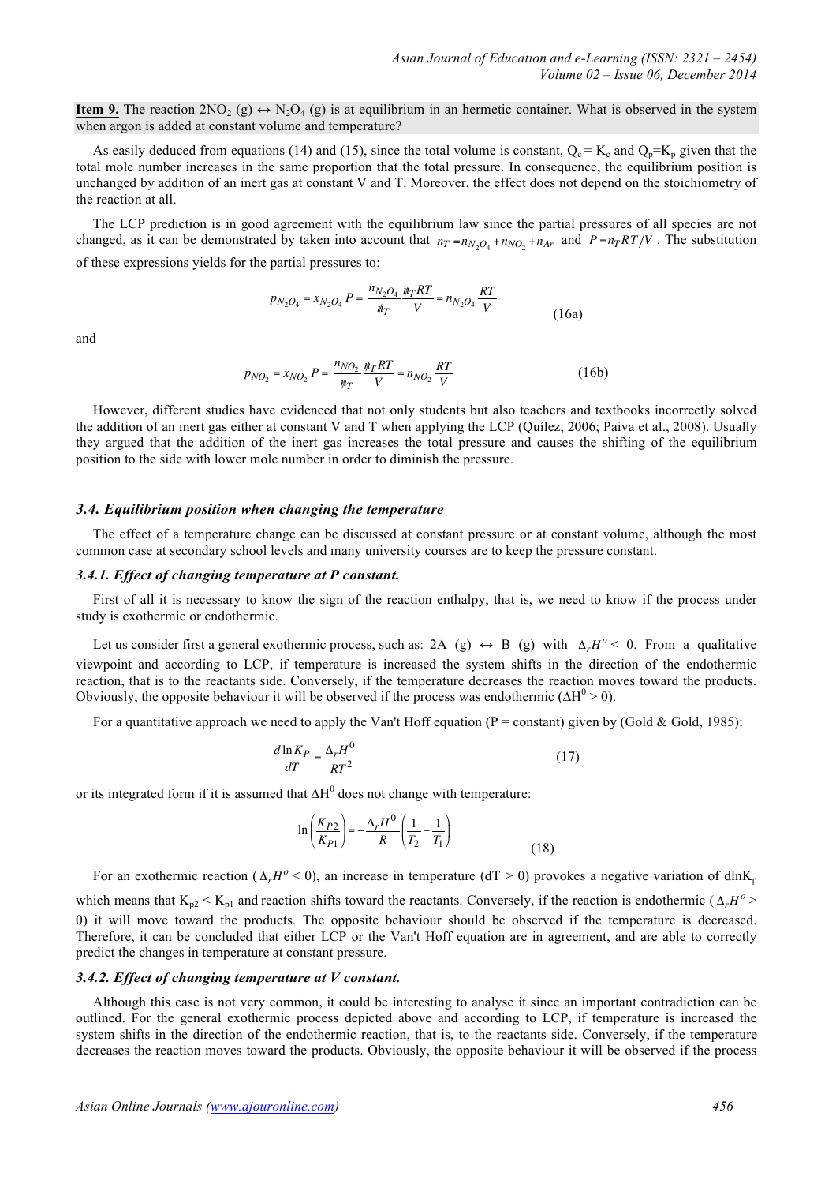**Item 9.** The reaction $2NO_2$ (g) $\leftrightarrow$ $N_2O_4$ (g) is at equilibrium in an hermetic container. What is observed in the system when argon is added at constant volume and temperature?

As easily deduced from equations (14) and (15), since the total volume is constant, $Q_c = K_c$ and $Q_p = K_p$ given that the total mole number increases in the same proportion that the total pressure. In consequence, the equilibrium position is unchanged by addition of an inert gas at constant V and T. Moreover, the effect does not depend on the stoichiometry of the reaction at all.

The LCP prediction is in good agreement with the equilibrium law since the partial pressures of all species are not changed, as it can be demonstrated by taken into account that $n_T = n_{N_2O_4} + n_{NO_2} + n_{Ar}$ and $P = n_T RT/V$ . The substitution of these expressions yields for the partial pressures to:

$$p_{N_2O_4} = x_{N_2O_4} P = \frac{n_{N_2O_4}}{\cancel{n_T}} \frac{\cancel{n_T} RT}{V} = n_{N_2O_4} \frac{RT}{V} \tag{16a}$$

and

$$p_{NO_2} = x_{NO_2} P = \frac{n_{NO_2}}{\cancel{n_T}} \frac{\cancel{n_T} RT}{V} = n_{NO_2} \frac{RT}{V} \tag{16b}$$

However, different studies have evidenced that not only students but also teachers and textbooks incorrectly solved the addition of an inert gas either at constant V and T when applying the LCP (Quílez, 2006; Paiva et al., 2008). Usually they argued that the addition of the inert gas increases the total pressure and causes the shifting of the equilibrium position to the side with lower mole number in order to diminish the pressure.

### 3.4. Equilibrium position when changing the temperature

The effect of a temperature change can be discussed at constant pressure or at constant volume, although the most common case at secondary school levels and many university courses are to keep the pressure constant.

#### 3.4.1. Effect of changing temperature at P constant.

First of all it is necessary to know the sign of the reaction enthalpy, that is, we need to know if the process under study is exothermic or endothermic.

Let us consider first a general exothermic process, such as: 2A (g) $\leftrightarrow$ B (g) with $\Delta_r H^o < 0$. From a qualitative viewpoint and according to LCP, if temperature is increased the system shifts in the direction of the endothermic reaction, that is to the reactants side. Conversely, if the temperature decreases the reaction moves toward the products. Obviously, the opposite behaviour it will be observed if the process was endothermic ($\Delta H^0 > 0$).

For a quantitative approach we need to apply the Van't Hoff equation (P = constant) given by (Gold & Gold, 1985):

$$\frac{d \ln K_P}{dT} = \frac{\Delta_r H^0}{RT^2} \tag{17}$$

or its integrated form if it is assumed that $\Delta H^0$ does not change with temperature:

$$\ln\left(\frac{K_{P2}}{K_{P1}}\right) = -\frac{\Delta_r H^0}{R}\left(\frac{1}{T_2} - \frac{1}{T_1}\right) \tag{18}$$

For an exothermic reaction ($\Delta_r H^o < 0$), an increase in temperature (dT > 0) provokes a negative variation of $d\ln K_p$ which means that $K_{p2} < K_{p1}$ and reaction shifts toward the reactants. Conversely, if the reaction is endothermic ($\Delta_r H^o >$ 0) it will move toward the products. The opposite behaviour should be observed if the temperature is decreased. Therefore, it can be concluded that either LCP or the Van't Hoff equation are in agreement, and are able to correctly predict the changes in temperature at constant pressure.

#### 3.4.2. Effect of changing temperature at V constant.

Although this case is not very common, it could be interesting to analyse it since an important contradiction can be outlined. For the general exothermic process depicted above and according to LCP, if temperature is increased the system shifts in the direction of the endothermic reaction, that is, to the reactants side. Conversely, if the temperature decreases the reaction moves toward the products. Obviously, the opposite behaviour it will be observed if the process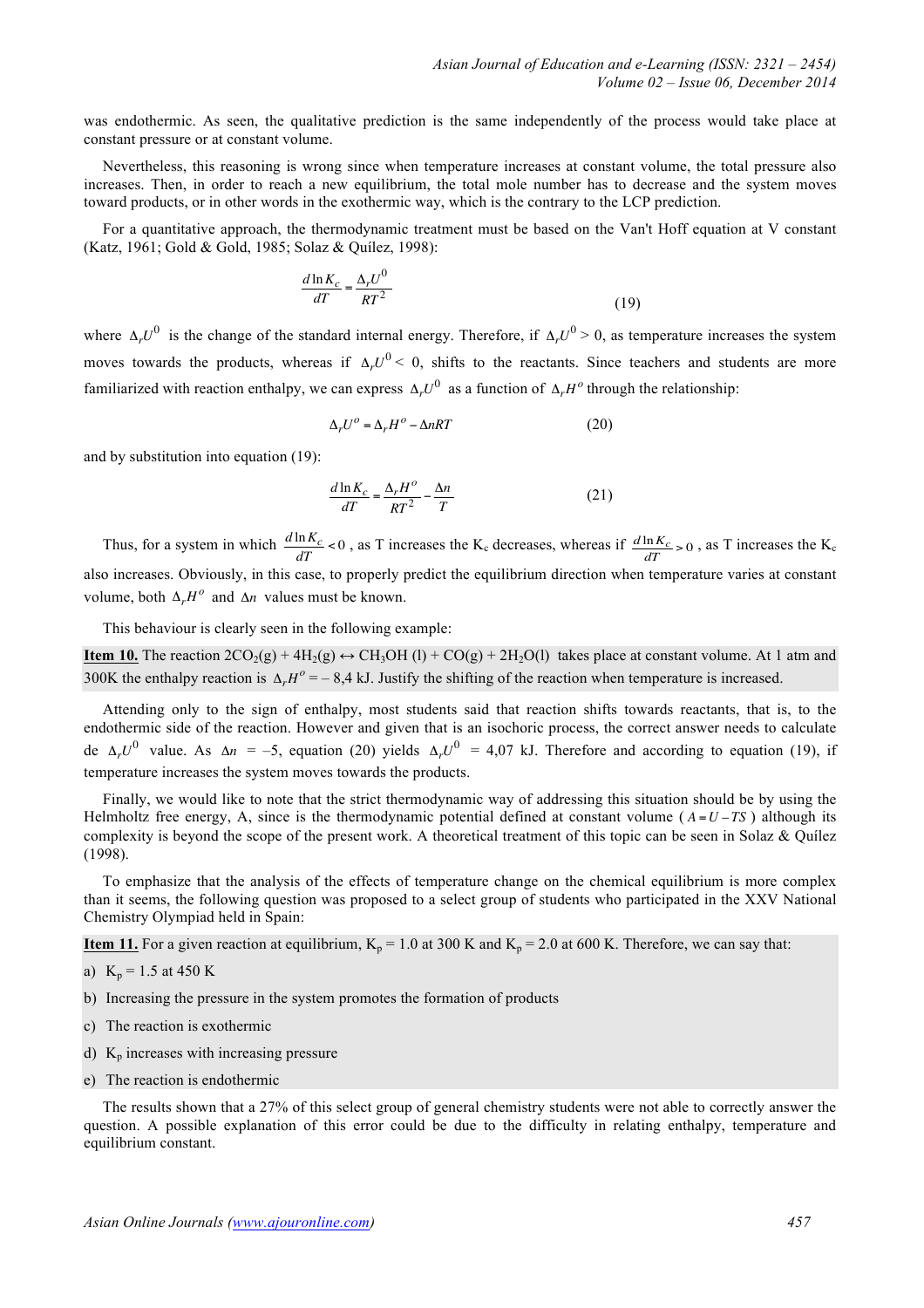was endothermic. As seen, the qualitative prediction is the same independently of the process would take place at constant pressure or at constant volume.

Nevertheless, this reasoning is wrong since when temperature increases at constant volume, the total pressure also increases. Then, in order to reach a new equilibrium, the total mole number has to decrease and the system moves toward products, or in other words in the exothermic way, which is the contrary to the LCP prediction.

For a quantitative approach, the thermodynamic treatment must be based on the Van't Hoff equation at V constant (Katz, 1961; Gold & Gold, 1985; Solaz & Quílez, 1998):

$$\frac{d\ln K_c}{dT} = \frac{\Delta_r U^0}{RT^2} \tag{19}$$

where $\Delta_r U^0$ is the change of the standard internal energy. Therefore, if $\Delta_r U^0 > 0$, as temperature increases the system moves towards the products, whereas if $\Delta_r U^0 < 0$, shifts to the reactants. Since teachers and students are more familiarized with reaction enthalpy, we can express $\Delta_r U^0$ as a function of $\Delta_r H^o$ through the relationship:

$$\Delta_r U^o = \Delta_r H^o - \Delta nRT \tag{20}$$

and by substitution into equation (19):

$$\frac{d\ln K_c}{dT} = \frac{\Delta_r H^o}{RT^2} - \frac{\Delta n}{T} \tag{21}$$

Thus, for a system in which $\frac{d\ln K_c}{dT} < 0$, as T increases the $K_c$ decreases, whereas if $\frac{d\ln K_c}{dT} > 0$, as T increases the $K_c$ also increases. Obviously, in this case, to properly predict the equilibrium direction when temperature varies at constant volume, both $\Delta_r H^o$ and $\Delta n$ values must be known.

This behaviour is clearly seen in the following example:

**Item 10.** The reaction $2CO_2(g) + 4H_2(g) \leftrightarrow CH_3OH(l) + CO(g) + 2H_2O(l)$ takes place at constant volume. At 1 atm and 300K the enthalpy reaction is $\Delta_r H^o = -8{,}4$ kJ. Justify the shifting of the reaction when temperature is increased.

Attending only to the sign of enthalpy, most students said that reaction shifts towards reactants, that is, to the endothermic side of the reaction. However and given that is an isochoric process, the correct answer needs to calculate de $\Delta_r U^0$ value. As $\Delta n = -5$, equation (20) yields $\Delta_r U^0 = 4{,}07$ kJ. Therefore and according to equation (19), if temperature increases the system moves towards the products.

Finally, we would like to note that the strict thermodynamic way of addressing this situation should be by using the Helmholtz free energy, A, since is the thermodynamic potential defined at constant volume ($A = U - TS$) although its complexity is beyond the scope of the present work. A theoretical treatment of this topic can be seen in Solaz & Quílez (1998).

To emphasize that the analysis of the effects of temperature change on the chemical equilibrium is more complex than it seems, the following question was proposed to a select group of students who participated in the XXV National Chemistry Olympiad held in Spain:

**Item 11.** For a given reaction at equilibrium, $K_p = 1.0$ at 300 K and $K_p = 2.0$ at 600 K. Therefore, we can say that:

a) $K_p = 1.5$ at 450 K

b) Increasing the pressure in the system promotes the formation of products

c) The reaction is exothermic

d) $K_p$ increases with increasing pressure

e) The reaction is endothermic

The results shown that a 27% of this select group of general chemistry students were not able to correctly answer the question. A possible explanation of this error could be due to the difficulty in relating enthalpy, temperature and equilibrium constant.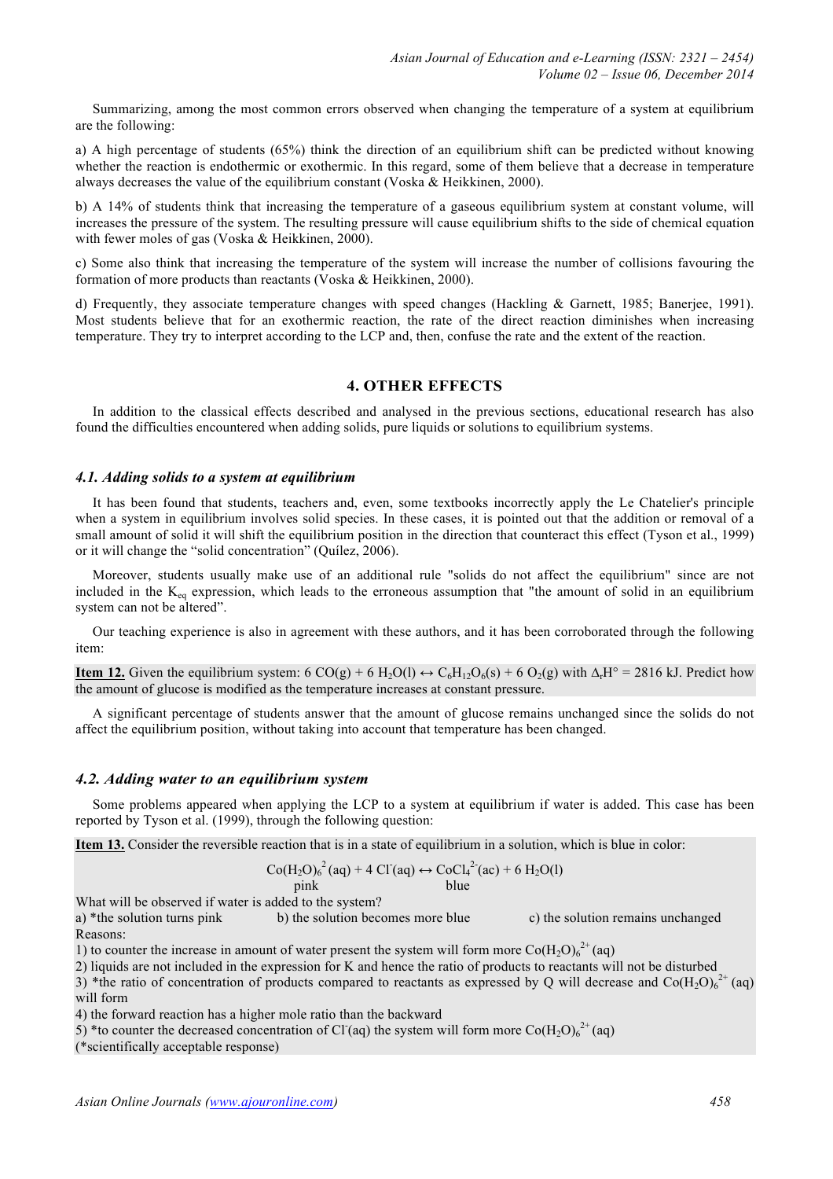Summarizing, among the most common errors observed when changing the temperature of a system at equilibrium are the following:

a) A high percentage of students (65%) think the direction of an equilibrium shift can be predicted without knowing whether the reaction is endothermic or exothermic. In this regard, some of them believe that a decrease in temperature always decreases the value of the equilibrium constant (Voska & Heikkinen, 2000).

b) A 14% of students think that increasing the temperature of a gaseous equilibrium system at constant volume, will increases the pressure of the system. The resulting pressure will cause equilibrium shifts to the side of chemical equation with fewer moles of gas (Voska & Heikkinen, 2000).

c) Some also think that increasing the temperature of the system will increase the number of collisions favouring the formation of more products than reactants (Voska & Heikkinen, 2000).

d) Frequently, they associate temperature changes with speed changes (Hackling & Garnett, 1985; Banerjee, 1991). Most students believe that for an exothermic reaction, the rate of the direct reaction diminishes when increasing temperature. They try to interpret according to the LCP and, then, confuse the rate and the extent of the reaction.

## 4. OTHER EFFECTS

In addition to the classical effects described and analysed in the previous sections, educational research has also found the difficulties encountered when adding solids, pure liquids or solutions to equilibrium systems.

### *4.1. Adding solids to a system at equilibrium*

It has been found that students, teachers and, even, some textbooks incorrectly apply the Le Chatelier's principle when a system in equilibrium involves solid species. In these cases, it is pointed out that the addition or removal of a small amount of solid it will shift the equilibrium position in the direction that counteract this effect (Tyson et al., 1999) or it will change the "solid concentration" (Quílez, 2006).

Moreover, students usually make use of an additional rule "solids do not affect the equilibrium" since are not included in the $K_{eq}$ expression, which leads to the erroneous assumption that "the amount of solid in an equilibrium system can not be altered".

Our teaching experience is also in agreement with these authors, and it has been corroborated through the following item:

**Item 12.** Given the equilibrium system: $6\,CO(g) + 6\,H_2O(l) \leftrightarrow C_6H_{12}O_6(s) + 6\,O_2(g)$ with $\Delta_rH° = 2816$ kJ. Predict how the amount of glucose is modified as the temperature increases at constant pressure.

A significant percentage of students answer that the amount of glucose remains unchanged since the solids do not affect the equilibrium position, without taking into account that temperature has been changed.

### *4.2. Adding water to an equilibrium system*

Some problems appeared when applying the LCP to a system at equilibrium if water is added. This case has been reported by Tyson et al. (1999), through the following question:

**Item 13.** Consider the reversible reaction that is in a state of equilibrium in a solution, which is blue in color:

$$\underset{\text{pink}}{Co(H_2O)_6^{2}(aq)} + 4\,Cl^-(aq) \leftrightarrow \underset{\text{blue}}{CoCl_4^{2-}(ac)} + 6\,H_2O(l)$$

What will be observed if water is added to the system?

a) *the solution turns pink b) the solution becomes more blue c) the solution remains unchanged

Reasons:

1) to counter the increase in amount of water present the system will form more $Co(H_2O)_6^{2+}(aq)$

2) liquids are not included in the expression for K and hence the ratio of products to reactants will not be disturbed

3) *the ratio of concentration of products compared to reactants as expressed by Q will decrease and $Co(H_2O)_6^{2+}(aq)$ will form

4) the forward reaction has a higher mole ratio than the backward

5) *to counter the decreased concentration of $Cl^-(aq)$ the system will form more $Co(H_2O)_6^{2+}(aq)$

(*scientifically acceptable response)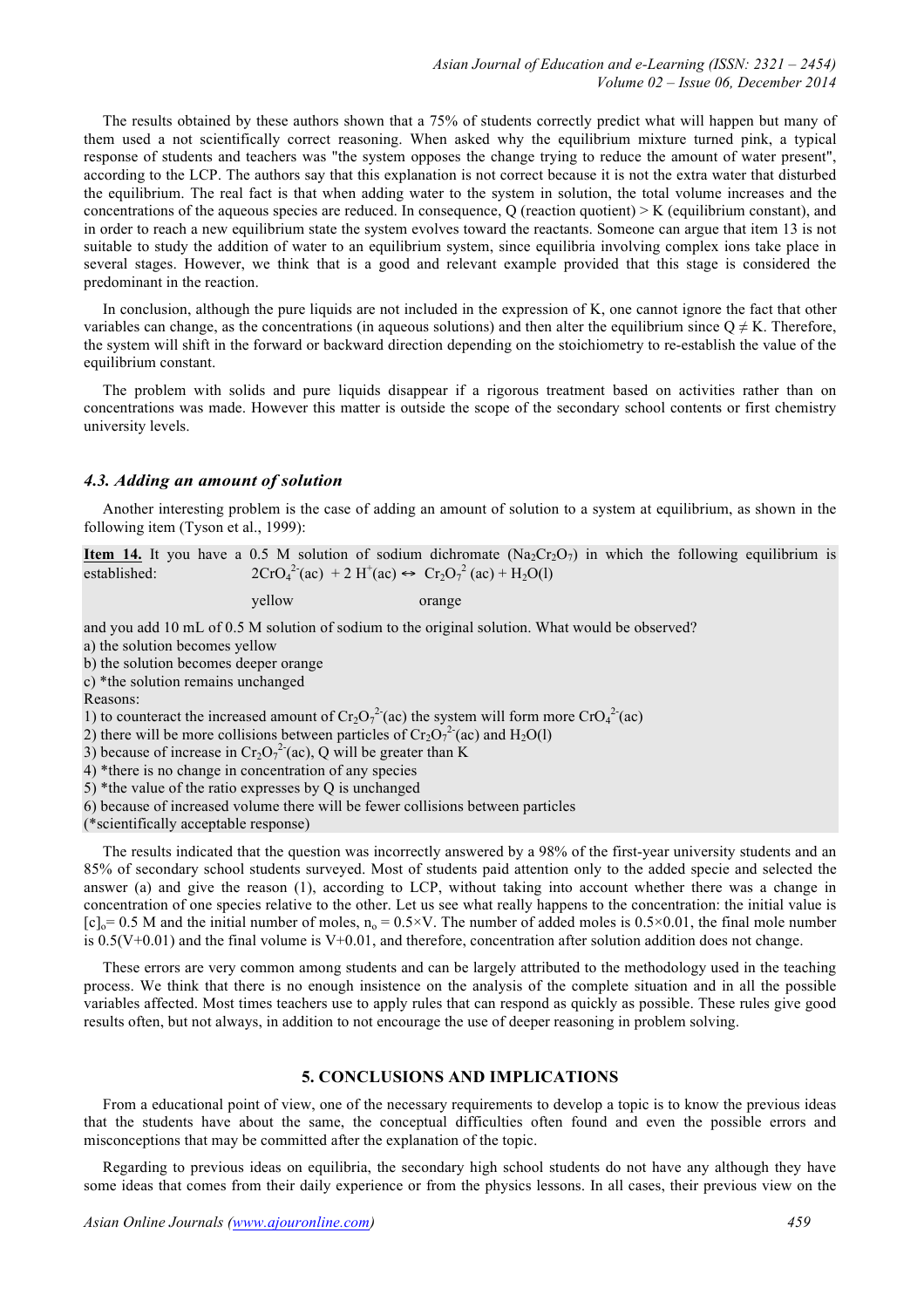The results obtained by these authors shown that a 75% of students correctly predict what will happen but many of them used a not scientifically correct reasoning. When asked why the equilibrium mixture turned pink, a typical response of students and teachers was "the system opposes the change trying to reduce the amount of water present", according to the LCP. The authors say that this explanation is not correct because it is not the extra water that disturbed the equilibrium. The real fact is that when adding water to the system in solution, the total volume increases and the concentrations of the aqueous species are reduced. In consequence, Q (reaction quotient) > K (equilibrium constant), and in order to reach a new equilibrium state the system evolves toward the reactants. Someone can argue that item 13 is not suitable to study the addition of water to an equilibrium system, since equilibria involving complex ions take place in several stages. However, we think that is a good and relevant example provided that this stage is considered the predominant in the reaction.

In conclusion, although the pure liquids are not included in the expression of K, one cannot ignore the fact that other variables can change, as the concentrations (in aqueous solutions) and then alter the equilibrium since $Q \neq K$. Therefore, the system will shift in the forward or backward direction depending on the stoichiometry to re-establish the value of the equilibrium constant.

The problem with solids and pure liquids disappear if a rigorous treatment based on activities rather than on concentrations was made. However this matter is outside the scope of the secondary school contents or first chemistry university levels.

### *4.3. Adding an amount of solution*

Another interesting problem is the case of adding an amount of solution to a system at equilibrium, as shown in the following item (Tyson et al., 1999):

**Item 14.** It you have a 0.5 M solution of sodium dichromate ($Na_2Cr_2O_7$) in which the following equilibrium is established: $2CrO_4^{2-}(ac) + 2H^+(ac) \leftrightarrow Cr_2O_7^{2}(ac) + H_2O(l)$

yellow orange

and you add 10 mL of 0.5 M solution of sodium to the original solution. What would be observed?

a) the solution becomes yellow
b) the solution becomes deeper orange
c) *the solution remains unchanged

Reasons:

1) to counteract the increased amount of $Cr_2O_7^{2-}(ac)$ the system will form more $CrO_4^{2-}(ac)$
2) there will be more collisions between particles of $Cr_2O_7^{2-}(ac)$ and $H_2O(l)$
3) because of increase in $Cr_2O_7^{2-}(ac)$, Q will be greater than K
4) *there is no change in concentration of any species
5) *the value of the ratio expresses by Q is unchanged
6) because of increased volume there will be fewer collisions between particles

(*scientifically acceptable response)

The results indicated that the question was incorrectly answered by a 98% of the first-year university students and an 85% of secondary school students surveyed. Most of students paid attention only to the added specie and selected the answer (a) and give the reason (1), according to LCP, without taking into account whether there was a change in concentration of one species relative to the other. Let us see what really happens to the concentration: the initial value is $[c]_o= 0.5$ M and the initial number of moles, $n_o = 0.5\times V$. The number of added moles is $0.5\times0.01$, the final mole number is $0.5(V+0.01)$ and the final volume is $V+0.01$, and therefore, concentration after solution addition does not change.

These errors are very common among students and can be largely attributed to the methodology used in the teaching process. We think that there is no enough insistence on the analysis of the complete situation and in all the possible variables affected. Most times teachers use to apply rules that can respond as quickly as possible. These rules give good results often, but not always, in addition to not encourage the use of deeper reasoning in problem solving.

## 5. CONCLUSIONS AND IMPLICATIONS

From a educational point of view, one of the necessary requirements to develop a topic is to know the previous ideas that the students have about the same, the conceptual difficulties often found and even the possible errors and misconceptions that may be committed after the explanation of the topic.

Regarding to previous ideas on equilibria, the secondary high school students do not have any although they have some ideas that comes from their daily experience or from the physics lessons. In all cases, their previous view on the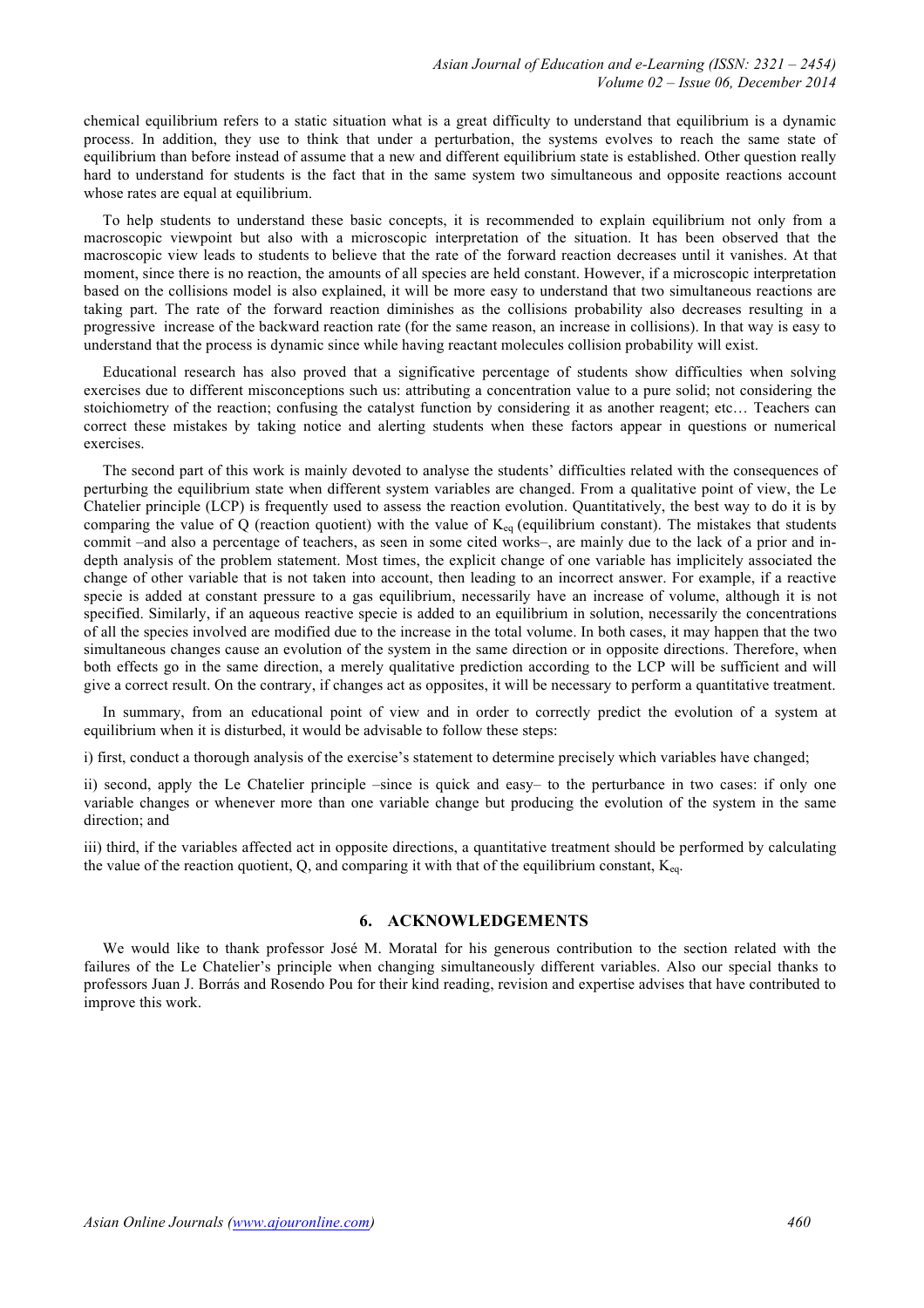chemical equilibrium refers to a static situation what is a great difficulty to understand that equilibrium is a dynamic process. In addition, they use to think that under a perturbation, the systems evolves to reach the same state of equilibrium than before instead of assume that a new and different equilibrium state is established. Other question really hard to understand for students is the fact that in the same system two simultaneous and opposite reactions account whose rates are equal at equilibrium.

To help students to understand these basic concepts, it is recommended to explain equilibrium not only from a macroscopic viewpoint but also with a microscopic interpretation of the situation. It has been observed that the macroscopic view leads to students to believe that the rate of the forward reaction decreases until it vanishes. At that moment, since there is no reaction, the amounts of all species are held constant. However, if a microscopic interpretation based on the collisions model is also explained, it will be more easy to understand that two simultaneous reactions are taking part. The rate of the forward reaction diminishes as the collisions probability also decreases resulting in a progressive increase of the backward reaction rate (for the same reason, an increase in collisions). In that way is easy to understand that the process is dynamic since while having reactant molecules collision probability will exist.

Educational research has also proved that a significative percentage of students show difficulties when solving exercises due to different misconceptions such us: attributing a concentration value to a pure solid; not considering the stoichiometry of the reaction; confusing the catalyst function by considering it as another reagent; etc… Teachers can correct these mistakes by taking notice and alerting students when these factors appear in questions or numerical exercises.

The second part of this work is mainly devoted to analyse the students' difficulties related with the consequences of perturbing the equilibrium state when different system variables are changed. From a qualitative point of view, the Le Chatelier principle (LCP) is frequently used to assess the reaction evolution. Quantitatively, the best way to do it is by comparing the value of Q (reaction quotient) with the value of $K_{eq}$ (equilibrium constant). The mistakes that students commit –and also a percentage of teachers, as seen in some cited works–, are mainly due to the lack of a prior and in-depth analysis of the problem statement. Most times, the explicit change of one variable has implicitely associated the change of other variable that is not taken into account, then leading to an incorrect answer. For example, if a reactive specie is added at constant pressure to a gas equilibrium, necessarily have an increase of volume, although it is not specified. Similarly, if an aqueous reactive specie is added to an equilibrium in solution, necessarily the concentrations of all the species involved are modified due to the increase in the total volume. In both cases, it may happen that the two simultaneous changes cause an evolution of the system in the same direction or in opposite directions. Therefore, when both effects go in the same direction, a merely qualitative prediction according to the LCP will be sufficient and will give a correct result. On the contrary, if changes act as opposites, it will be necessary to perform a quantitative treatment.

In summary, from an educational point of view and in order to correctly predict the evolution of a system at equilibrium when it is disturbed, it would be advisable to follow these steps:

i) first, conduct a thorough analysis of the exercise's statement to determine precisely which variables have changed;

ii) second, apply the Le Chatelier principle –since is quick and easy– to the perturbance in two cases: if only one variable changes or whenever more than one variable change but producing the evolution of the system in the same direction; and

iii) third, if the variables affected act in opposite directions, a quantitative treatment should be performed by calculating the value of the reaction quotient, Q, and comparing it with that of the equilibrium constant, $K_{eq}$.

## 6. ACKNOWLEDGEMENTS

We would like to thank professor José M. Moratal for his generous contribution to the section related with the failures of the Le Chatelier's principle when changing simultaneously different variables. Also our special thanks to professors Juan J. Borrás and Rosendo Pou for their kind reading, revision and expertise advises that have contributed to improve this work.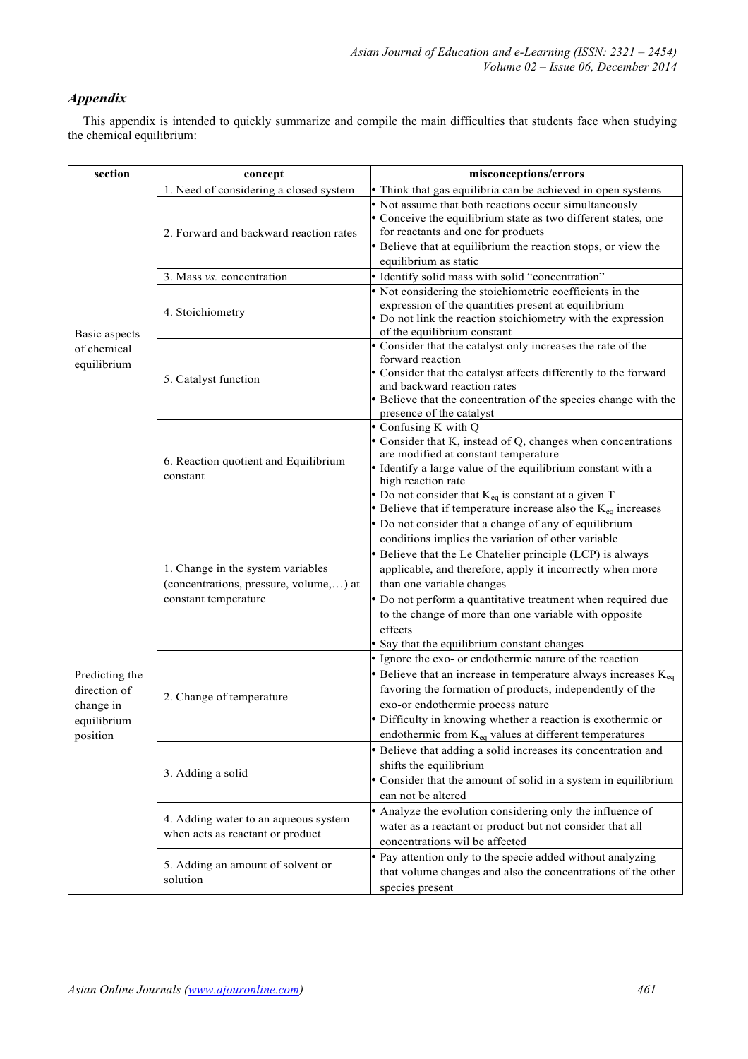## *Appendix*

This appendix is intended to quickly summarize and compile the main difficulties that students face when studying the chemical equilibrium:

| section | concept | misconceptions/errors |
|---|---|---|
| Basic aspects of chemical equilibrium | 1. Need of considering a closed system | • Think that gas equilibria can be achieved in open systems |
| | 2. Forward and backward reaction rates | • Not assume that both reactions occur simultaneously<br>• Conceive the equilibrium state as two different states, one for reactants and one for products<br>• Believe that at equilibrium the reaction stops, or view the equilibrium as static |
| | 3. Mass *vs.* concentration | • Identify solid mass with solid "concentration" |
| | 4. Stoichiometry | • Not considering the stoichiometric coefficients in the expression of the quantities present at equilibrium<br>• Do not link the reaction stoichiometry with the expression of the equilibrium constant |
| | 5. Catalyst function | • Consider that the catalyst only increases the rate of the forward reaction<br>• Consider that the catalyst affects differently to the forward and backward reaction rates<br>• Believe that the concentration of the species change with the presence of the catalyst |
| | 6. Reaction quotient and Equilibrium constant | • Confusing K with Q<br>• Consider that K, instead of Q, changes when concentrations are modified at constant temperature<br>• Identify a large value of the equilibrium constant with a high reaction rate<br>• Do not consider that $K_{eq}$ is constant at a given T<br>• Believe that if temperature increase also the $K_{eq}$ increases |
| Predicting the direction of change in equilibrium position | 1. Change in the system variables (concentrations, pressure, volume,…) at constant temperature | • Do not consider that a change of any of equilibrium conditions implies the variation of other variable<br>• Believe that the Le Chatelier principle (LCP) is always applicable, and therefore, apply it incorrectly when more than one variable changes<br>• Do not perform a quantitative treatment when required due to the change of more than one variable with opposite effects<br>• Say that the equilibrium constant changes |
| | 2. Change of temperature | • Ignore the exo- or endothermic nature of the reaction<br>• Believe that an increase in temperature always increases $K_{eq}$ favoring the formation of products, independently of the exo-or endothermic process nature<br>• Difficulty in knowing whether a reaction is exothermic or endothermic from $K_{eq}$ values at different temperatures |
| | 3. Adding a solid | • Believe that adding a solid increases its concentration and shifts the equilibrium<br>• Consider that the amount of solid in a system in equilibrium can not be altered |
| | 4. Adding water to an aqueous system when acts as reactant or product | • Analyze the evolution considering only the influence of water as a reactant or product but not consider that all concentrations wil be affected |
| | 5. Adding an amount of solvent or solution | • Pay attention only to the specie added without analyzing that volume changes and also the concentrations of the other species present |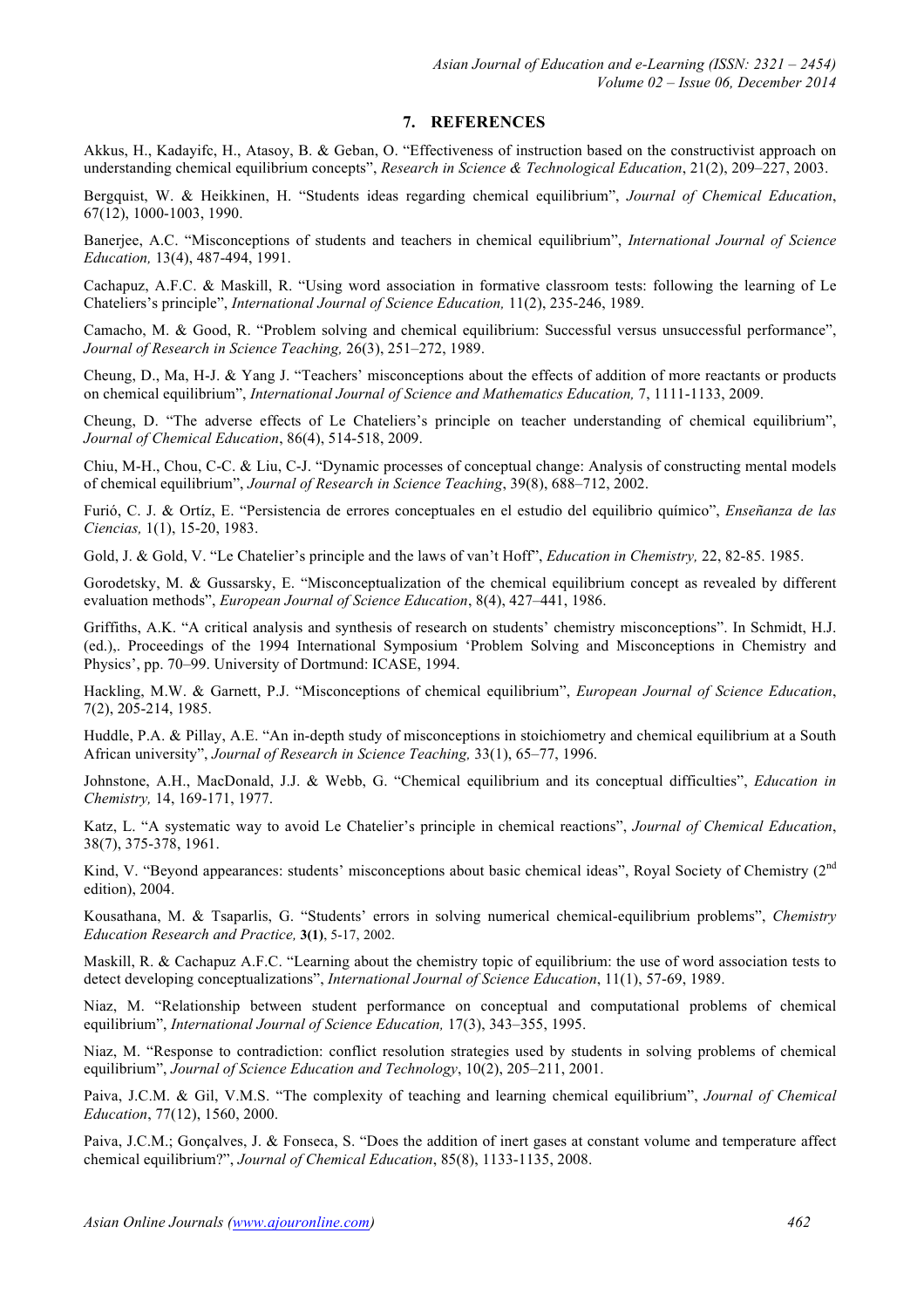## 7. REFERENCES

Akkus, H., Kadayifc, H., Atasoy, B. & Geban, O. "Effectiveness of instruction based on the constructivist approach on understanding chemical equilibrium concepts", *Research in Science & Technological Education*, 21(2), 209–227, 2003.

Bergquist, W. & Heikkinen, H. "Students ideas regarding chemical equilibrium", *Journal of Chemical Education*, 67(12), 1000-1003, 1990.

Banerjee, A.C. "Misconceptions of students and teachers in chemical equilibrium", *International Journal of Science Education,* 13(4), 487-494, 1991.

Cachapuz, A.F.C. & Maskill, R. "Using word association in formative classroom tests: following the learning of Le Chateliers's principle", *International Journal of Science Education,* 11(2), 235-246, 1989.

Camacho, M. & Good, R. "Problem solving and chemical equilibrium: Successful versus unsuccessful performance", *Journal of Research in Science Teaching,* 26(3), 251–272, 1989.

Cheung, D., Ma, H-J. & Yang J. "Teachers' misconceptions about the effects of addition of more reactants or products on chemical equilibrium", *International Journal of Science and Mathematics Education,* 7, 1111-1133, 2009.

Cheung, D. "The adverse effects of Le Chateliers's principle on teacher understanding of chemical equilibrium", *Journal of Chemical Education*, 86(4), 514-518, 2009.

Chiu, M-H., Chou, C-C. & Liu, C-J. "Dynamic processes of conceptual change: Analysis of constructing mental models of chemical equilibrium", *Journal of Research in Science Teaching*, 39(8), 688–712, 2002.

Furió, C. J. & Ortíz, E. "Persistencia de errores conceptuales en el estudio del equilibrio químico", *Enseñanza de las Ciencias,* 1(1), 15-20, 1983.

Gold, J. & Gold, V. "Le Chatelier's principle and the laws of van't Hoff", *Education in Chemistry,* 22, 82-85. 1985.

Gorodetsky, M. & Gussarsky, E. "Misconceptualization of the chemical equilibrium concept as revealed by different evaluation methods", *European Journal of Science Education*, 8(4), 427–441, 1986.

Griffiths, A.K. "A critical analysis and synthesis of research on students' chemistry misconceptions". In Schmidt, H.J. (ed.),. Proceedings of the 1994 International Symposium 'Problem Solving and Misconceptions in Chemistry and Physics', pp. 70–99. University of Dortmund: ICASE, 1994.

Hackling, M.W. & Garnett, P.J. "Misconceptions of chemical equilibrium", *European Journal of Science Education*, 7(2), 205-214, 1985.

Huddle, P.A. & Pillay, A.E. "An in-depth study of misconceptions in stoichiometry and chemical equilibrium at a South African university", *Journal of Research in Science Teaching,* 33(1), 65–77, 1996.

Johnstone, A.H., MacDonald, J.J. & Webb, G. "Chemical equilibrium and its conceptual difficulties", *Education in Chemistry,* 14, 169-171, 1977.

Katz, L. "A systematic way to avoid Le Chatelier's principle in chemical reactions", *Journal of Chemical Education*, 38(7), 375-378, 1961.

Kind, V. "Beyond appearances: students' misconceptions about basic chemical ideas", Royal Society of Chemistry (2nd edition), 2004.

Kousathana, M. & Tsaparlis, G. "Students' errors in solving numerical chemical-equilibrium problems", *Chemistry Education Research and Practice,* **3(1)**, 5-17, 2002.

Maskill, R. & Cachapuz A.F.C. "Learning about the chemistry topic of equilibrium: the use of word association tests to detect developing conceptualizations", *International Journal of Science Education*, 11(1), 57-69, 1989.

Niaz, M. "Relationship between student performance on conceptual and computational problems of chemical equilibrium", *International Journal of Science Education,* 17(3), 343–355, 1995.

Niaz, M. "Response to contradiction: conflict resolution strategies used by students in solving problems of chemical equilibrium", *Journal of Science Education and Technology*, 10(2), 205–211, 2001.

Paiva, J.C.M. & Gil, V.M.S. "The complexity of teaching and learning chemical equilibrium", *Journal of Chemical Education*, 77(12), 1560, 2000.

Paiva, J.C.M.; Gonçalves, J. & Fonseca, S. "Does the addition of inert gases at constant volume and temperature affect chemical equilibrium?", *Journal of Chemical Education*, 85(8), 1133-1135, 2008.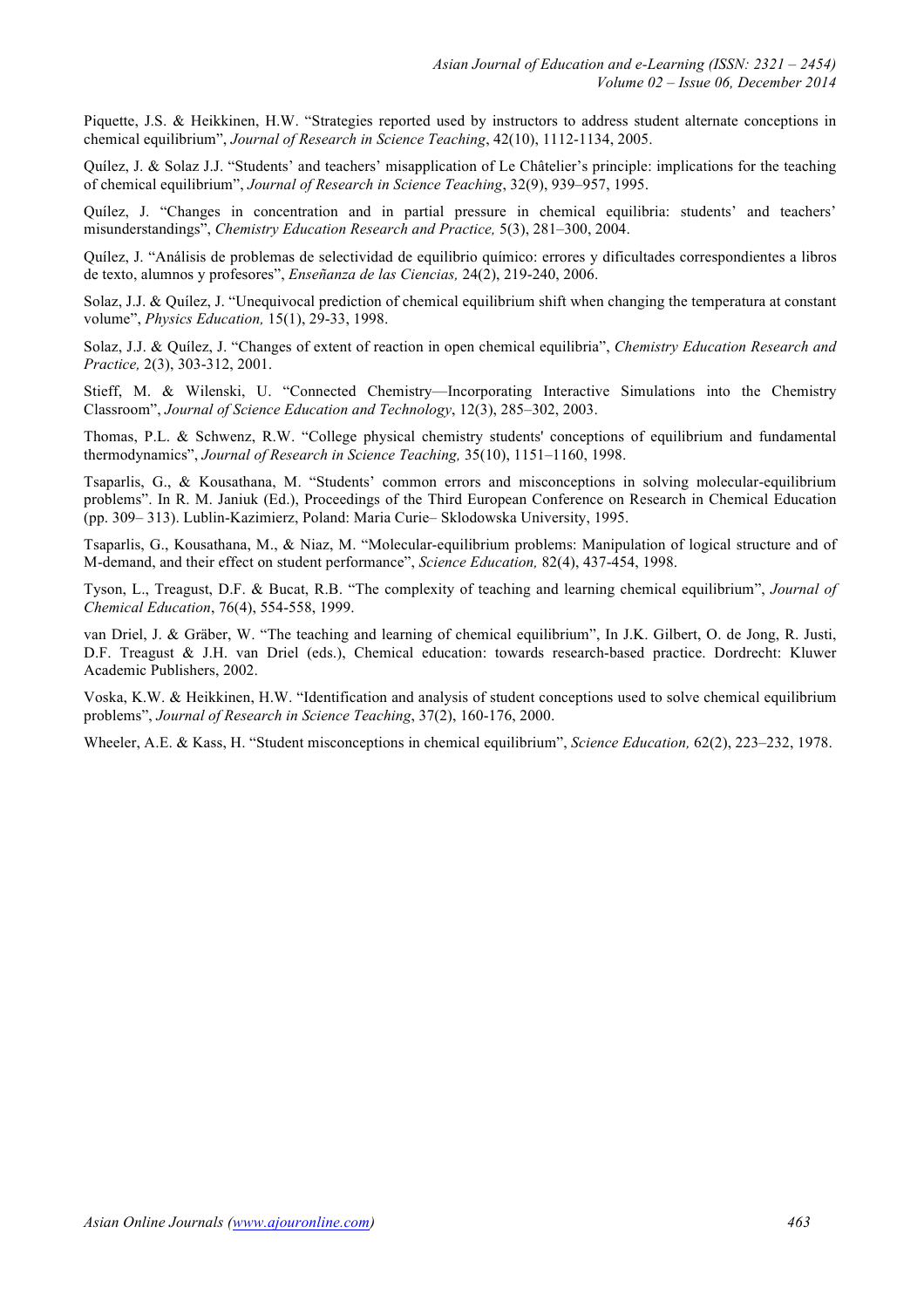Piquette, J.S. & Heikkinen, H.W. "Strategies reported used by instructors to address student alternate conceptions in chemical equilibrium", *Journal of Research in Science Teaching*, 42(10), 1112-1134, 2005.

Quílez, J. & Solaz J.J. "Students' and teachers' misapplication of Le Châtelier's principle: implications for the teaching of chemical equilibrium", *Journal of Research in Science Teaching*, 32(9), 939–957, 1995.

Quílez, J. "Changes in concentration and in partial pressure in chemical equilibria: students' and teachers' misunderstandings", *Chemistry Education Research and Practice,* 5(3), 281–300, 2004.

Quílez, J. "Análisis de problemas de selectividad de equilibrio químico: errores y dificultades correspondientes a libros de texto, alumnos y profesores", *Enseñanza de las Ciencias,* 24(2), 219-240, 2006.

Solaz, J.J. & Quílez, J. "Unequivocal prediction of chemical equilibrium shift when changing the temperatura at constant volume", *Physics Education,* 15(1), 29-33, 1998.

Solaz, J.J. & Quílez, J. "Changes of extent of reaction in open chemical equilibria", *Chemistry Education Research and Practice,* 2(3), 303-312, 2001.

Stieff, M. & Wilenski, U. "Connected Chemistry—Incorporating Interactive Simulations into the Chemistry Classroom", *Journal of Science Education and Technology*, 12(3), 285–302, 2003.

Thomas, P.L. & Schwenz, R.W. "College physical chemistry students' conceptions of equilibrium and fundamental thermodynamics", *Journal of Research in Science Teaching,* 35(10), 1151–1160, 1998.

Tsaparlis, G., & Kousathana, M. "Students' common errors and misconceptions in solving molecular-equilibrium problems". In R. M. Janiuk (Ed.), Proceedings of the Third European Conference on Research in Chemical Education (pp. 309– 313). Lublin-Kazimierz, Poland: Maria Curie– Sklodowska University, 1995.

Tsaparlis, G., Kousathana, M., & Niaz, M. "Molecular-equilibrium problems: Manipulation of logical structure and of M-demand, and their effect on student performance", *Science Education,* 82(4), 437-454, 1998.

Tyson, L., Treagust, D.F. & Bucat, R.B. "The complexity of teaching and learning chemical equilibrium", *Journal of Chemical Education*, 76(4), 554-558, 1999.

van Driel, J. & Gräber, W. "The teaching and learning of chemical equilibrium", In J.K. Gilbert, O. de Jong, R. Justi, D.F. Treagust & J.H. van Driel (eds.), Chemical education: towards research-based practice. Dordrecht: Kluwer Academic Publishers, 2002.

Voska, K.W. & Heikkinen, H.W. "Identification and analysis of student conceptions used to solve chemical equilibrium problems", *Journal of Research in Science Teaching*, 37(2), 160-176, 2000.

Wheeler, A.E. & Kass, H. "Student misconceptions in chemical equilibrium", *Science Education,* 62(2), 223–232, 1978.